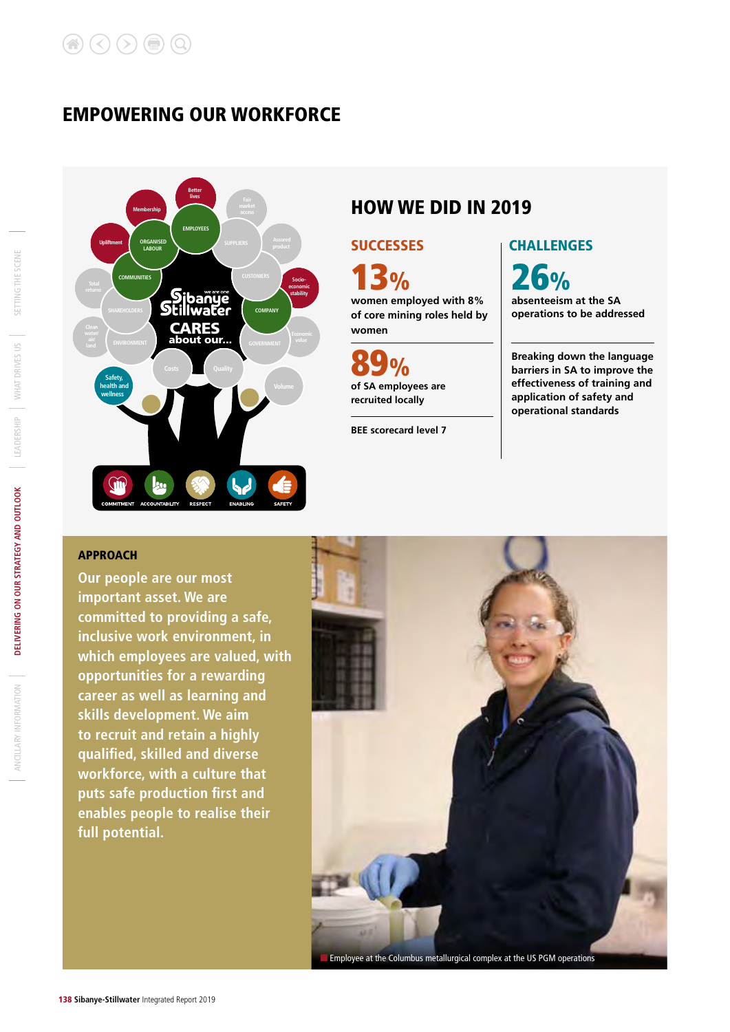# EMPOWERING OUR WORKFORCE

## HOW WE DID IN 2019

### SUCCESSES

**13%**

women employed with 8% of core mining roles held by women

**89%**

of SA employees are recruited locally

BEE scorecard level 7

### CHALLENGES

**26%**

absenteeism at the SA operations to be addressed

Breaking down the language barriers in SA to improve the effectiveness of training and application of safety and operational standards

### APPROACH

Our people are our most important asset. We are committed to providing a safe, inclusive work environment, in which employees are valued, with opportunities for a rewarding career as well as learning and skills development. We aim to recruit and retain a highly qualified, skilled and diverse workforce, with a culture that puts safe production first and enables people to realise their full potential.

Employee at the Columbus metallurgical complex at the US PGM operations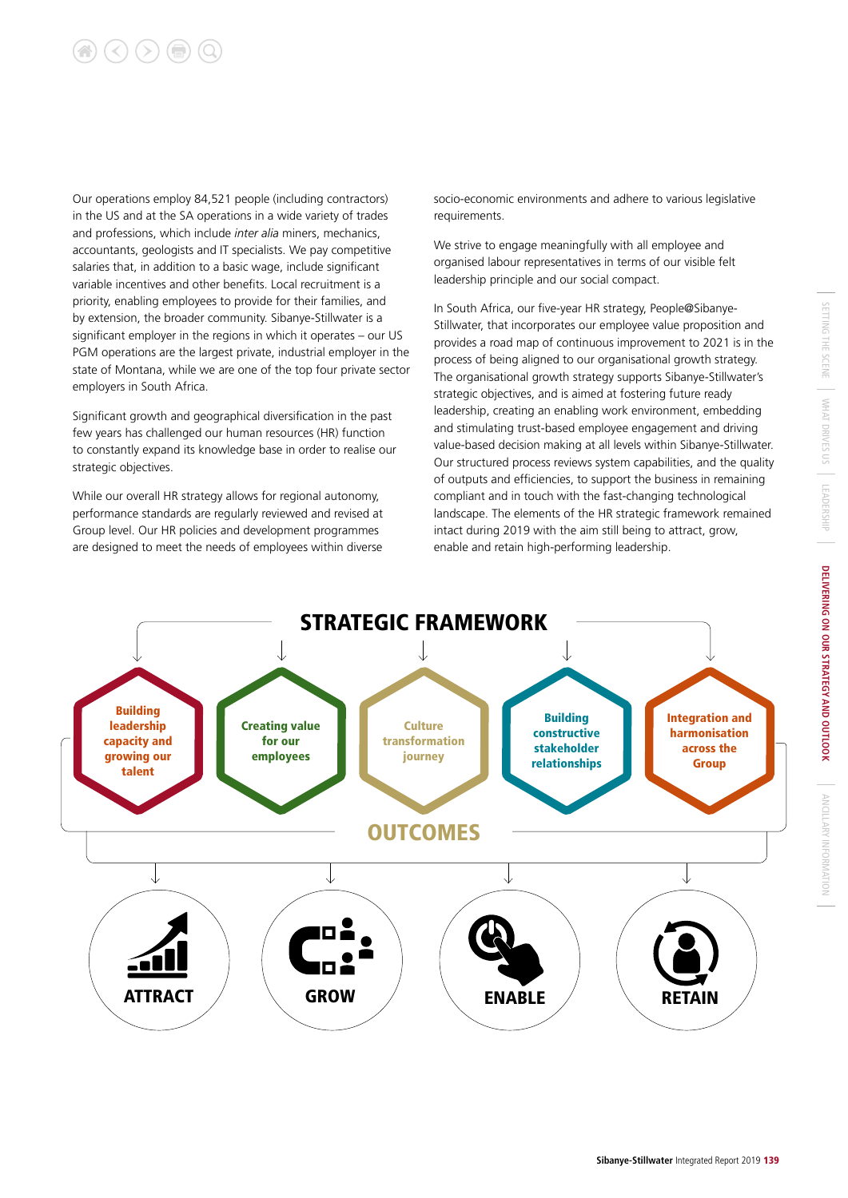Our operations employ 84,521 people (including contractors) in the US and at the SA operations in a wide variety of trades and professions, which include *inter alia* miners, mechanics, accountants, geologists and IT specialists. We pay competitive salaries that, in addition to a basic wage, include significant variable incentives and other benefits. Local recruitment is a priority, enabling employees to provide for their families, and by extension, the broader community. Sibanye-Stillwater is a significant employer in the regions in which it operates – our US PGM operations are the largest private, industrial employer in the state of Montana, while we are one of the top four private sector employers in South Africa.

Significant growth and geographical diversification in the past few years has challenged our human resources (HR) function to constantly expand its knowledge base in order to realise our strategic objectives.

While our overall HR strategy allows for regional autonomy, performance standards are regularly reviewed and revised at Group level. Our HR policies and development programmes are designed to meet the needs of employees within diverse socio-economic environments and adhere to various legislative requirements.

We strive to engage meaningfully with all employee and organised labour representatives in terms of our visible felt leadership principle and our social compact.

In South Africa, our five-year HR strategy, People@Sibanye-Stillwater, that incorporates our employee value proposition and provides a road map of continuous improvement to 2021 is in the process of being aligned to our organisational growth strategy. The organisational growth strategy supports Sibanye-Stillwater's strategic objectives, and is aimed at fostering future ready leadership, creating an enabling work environment, embedding and stimulating trust-based employee engagement and driving value-based decision making at all levels within Sibanye-Stillwater. Our structured process reviews system capabilities, and the quality of outputs and efficiencies, to support the business in remaining compliant and in touch with the fast-changing technological landscape. The elements of the HR strategic framework remained intact during 2019 with the aim still being to attract, grow, enable and retain high-performing leadership.

## STRATEGIC FRAMEWORK

- Building leadership capacity and growing our talent
- Creating value for our employees
- Culture transformation journey
- Building constructive stakeholder relationships
- Integration and harmonisation across the Group

## OUTCOMES

- ATTRACT
- GROW
- ENABLE
- RETAIN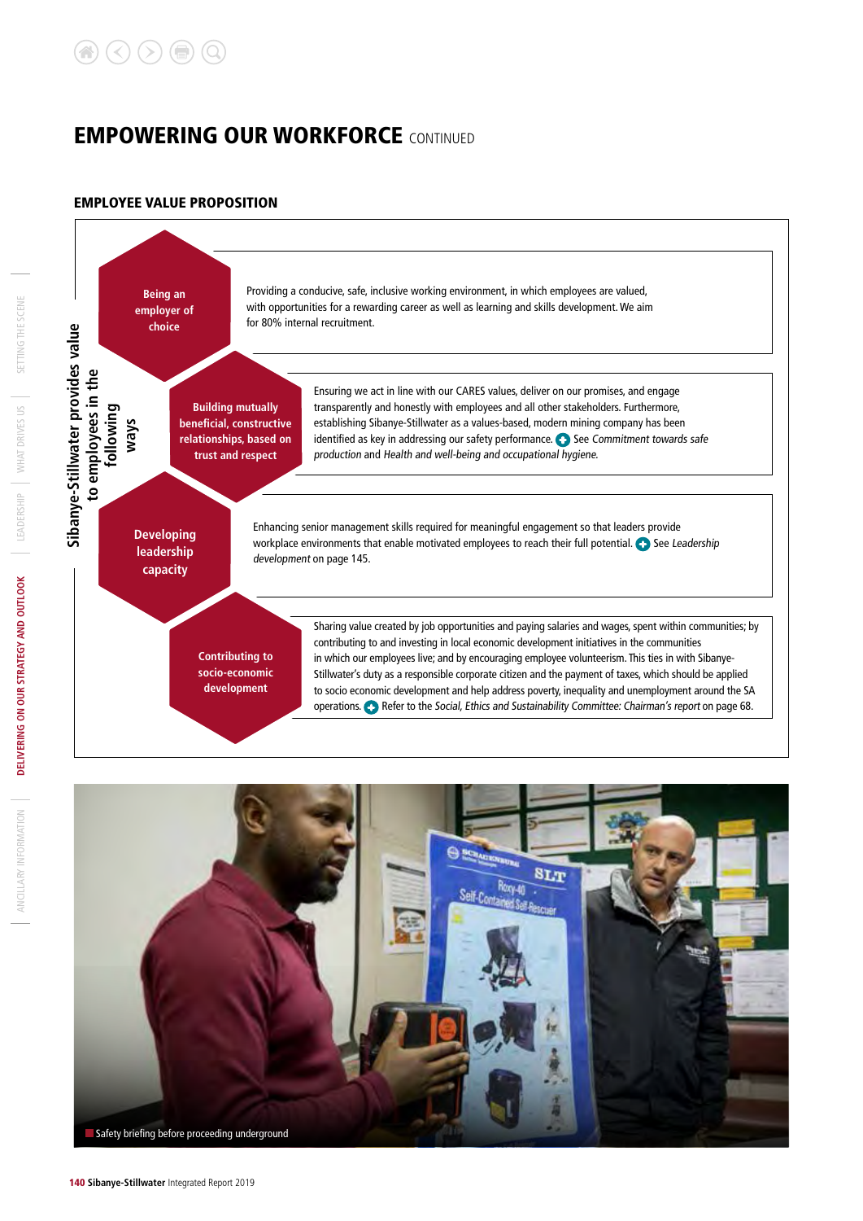# EMPOWERING OUR WORKFORCE CONTINUED

## EMPLOYEE VALUE PROPOSITION

**Sibanye-Stillwater provides value to employees in the following ways**

**Being an employer of choice**

Providing a conducive, safe, inclusive working environment, in which employees are valued, with opportunities for a rewarding career as well as learning and skills development. We aim for 80% internal recruitment.

**Building mutually beneficial, constructive relationships, based on trust and respect**

Ensuring we act in line with our CARES values, deliver on our promises, and engage transparently and honestly with employees and all other stakeholders. Furthermore, establishing Sibanye-Stillwater as a values-based, modern mining company has been identified as key in addressing our safety performance. See *Commitment towards safe production* and *Health and well-being and occupational hygiene*.

**Developing leadership capacity**

Enhancing senior management skills required for meaningful engagement so that leaders provide workplace environments that enable motivated employees to reach their full potential. See *Leadership development* on page 145.

**Contributing to socio-economic development**

Sharing value created by job opportunities and paying salaries and wages, spent within communities; by contributing to and investing in local economic development initiatives in the communities in which our employees live; and by encouraging employee volunteerism. This ties in with Sibanye-Stillwater's duty as a responsible corporate citizen and the payment of taxes, which should be applied to socio economic development and help address poverty, inequality and unemployment around the SA operations. Refer to the *Social, Ethics and Sustainability Committee: Chairman's report* on page 68.

Safety briefing before proceeding underground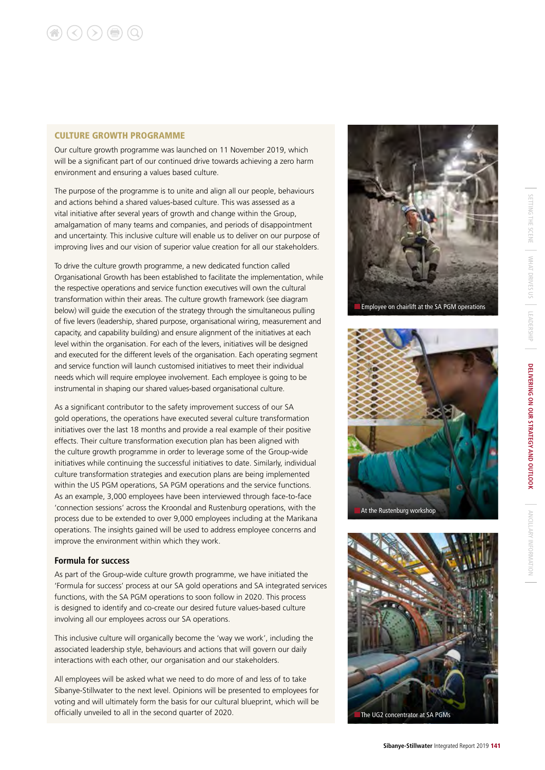## CULTURE GROWTH PROGRAMME

Our culture growth programme was launched on 11 November 2019, which will be a significant part of our continued drive towards achieving a zero harm environment and ensuring a values based culture.

The purpose of the programme is to unite and align all our people, behaviours and actions behind a shared values-based culture. This was assessed as a vital initiative after several years of growth and change within the Group, amalgamation of many teams and companies, and periods of disappointment and uncertainty. This inclusive culture will enable us to deliver on our purpose of improving lives and our vision of superior value creation for all our stakeholders.

To drive the culture growth programme, a new dedicated function called Organisational Growth has been established to facilitate the implementation, while the respective operations and service function executives will own the cultural transformation within their areas. The culture growth framework (see diagram below) will guide the execution of the strategy through the simultaneous pulling of five levers (leadership, shared purpose, organisational wiring, measurement and capacity, and capability building) and ensure alignment of the initiatives at each level within the organisation. For each of the levers, initiatives will be designed and executed for the different levels of the organisation. Each operating segment and service function will launch customised initiatives to meet their individual needs which will require employee involvement. Each employee is going to be instrumental in shaping our shared values-based organisational culture.

As a significant contributor to the safety improvement success of our SA gold operations, the operations have executed several culture transformation initiatives over the last 18 months and provide a real example of their positive effects. Their culture transformation execution plan has been aligned with the culture growth programme in order to leverage some of the Group-wide initiatives while continuing the successful initiatives to date. Similarly, individual culture transformation strategies and execution plans are being implemented within the US PGM operations, SA PGM operations and the service functions. As an example, 3,000 employees have been interviewed through face-to-face 'connection sessions' across the Kroondal and Rustenburg operations, with the process due to be extended to over 9,000 employees including at the Marikana operations. The insights gained will be used to address employee concerns and improve the environment within which they work.

### Formula for success

As part of the Group-wide culture growth programme, we have initiated the 'Formula for success' process at our SA gold operations and SA integrated services functions, with the SA PGM operations to soon follow in 2020. This process is designed to identify and co-create our desired future values-based culture involving all our employees across our SA operations.

This inclusive culture will organically become the 'way we work', including the associated leadership style, behaviours and actions that will govern our daily interactions with each other, our organisation and our stakeholders.

All employees will be asked what we need to do more of and less of to take Sibanye-Stillwater to the next level. Opinions will be presented to employees for voting and will ultimately form the basis for our cultural blueprint, which will be officially unveiled to all in the second quarter of 2020.

Employee on chairlift at the SA PGM operations

At the Rustenburg workshop

The UG2 concentrator at SA PGMs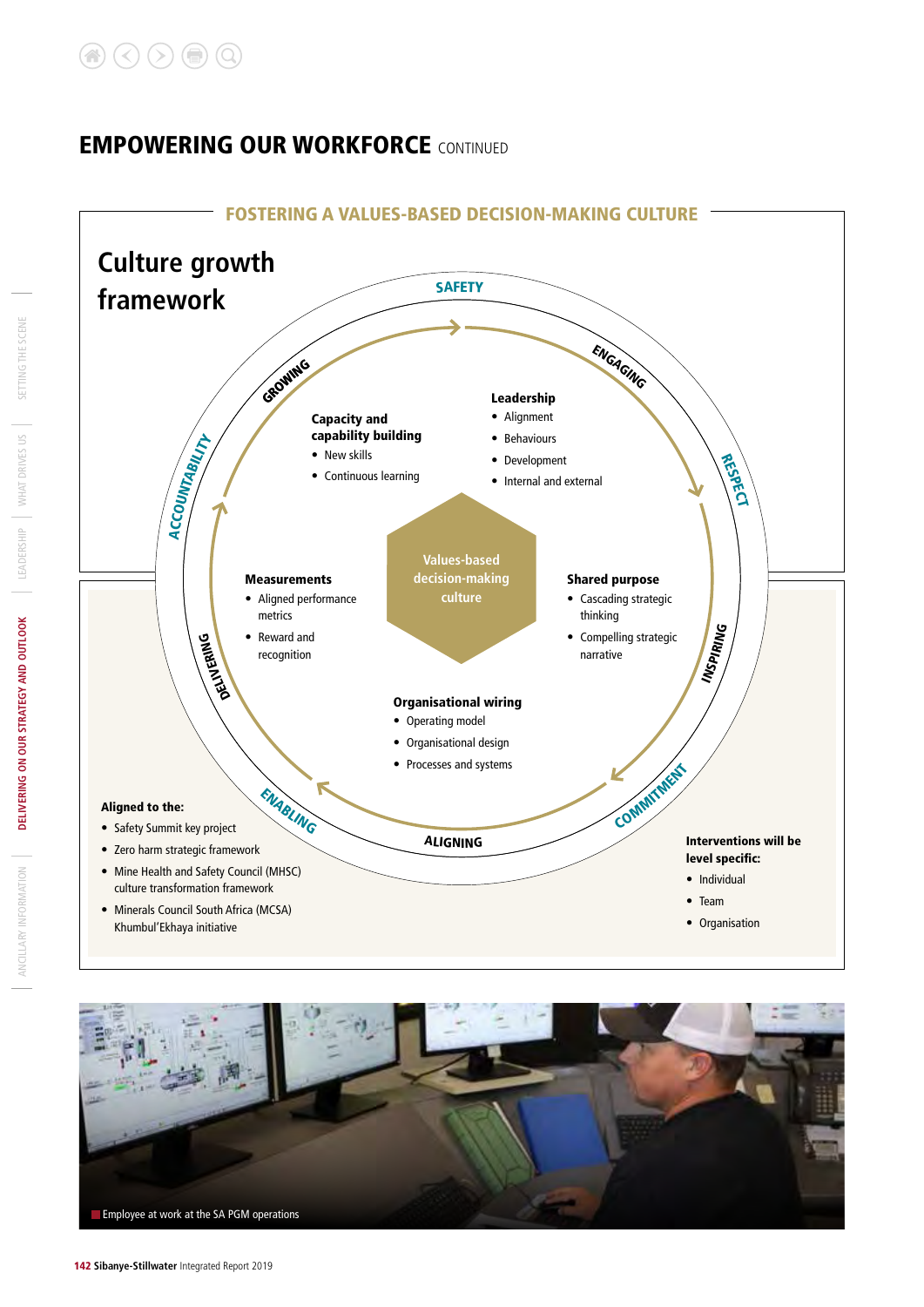# EMPOWERING OUR WORKFORCE CONTINUED

## FOSTERING A VALUES-BASED DECISION-MAKING CULTURE

### Culture growth framework

SAFETY

ENGAGING

RESPECT

INSPIRING

COMMITMENT

ALIGNING

ENABLING

DELIVERING

ACCOUNTABILITY

GROWING

Values-based decision-making culture

**Capacity and capability building**

- New skills
- Continuous learning

**Leadership**

- Alignment
- Behaviours
- Development
- Internal and external

**Measurements**

- Aligned performance metrics
- Reward and recognition

**Shared purpose**

- Cascading strategic thinking
- Compelling strategic narrative

**Organisational wiring**

- Operating model
- Organisational design
- Processes and systems

**Aligned to the:**

- Safety Summit key project
- Zero harm strategic framework
- Mine Health and Safety Council (MHSC) culture transformation framework
- Minerals Council South Africa (MCSA) Khumbul'Ekhaya initiative

**Interventions will be level specific:**

- Individual
- Team
- Organisation

Employee at work at the SA PGM operations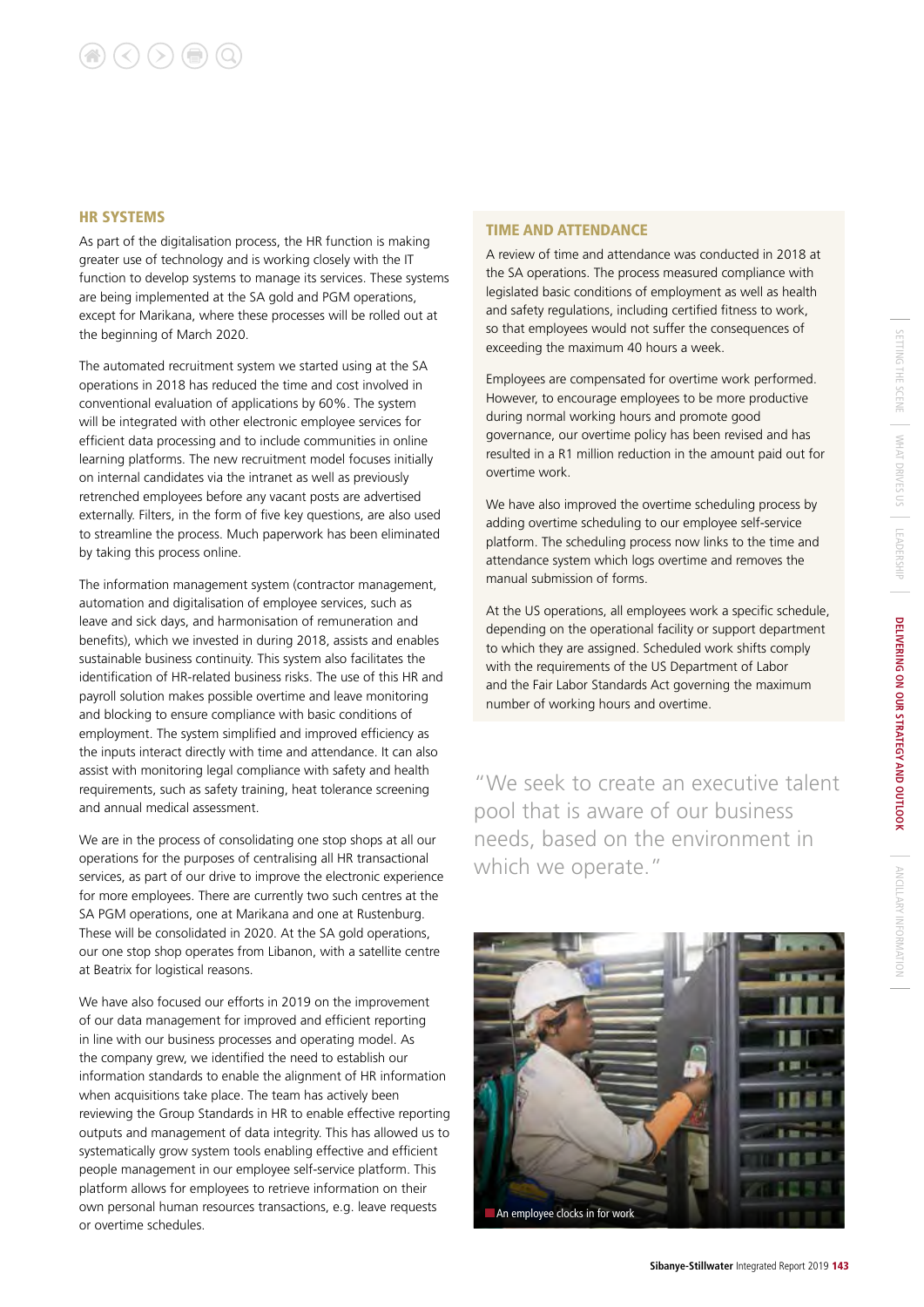## HR SYSTEMS

As part of the digitalisation process, the HR function is making greater use of technology and is working closely with the IT function to develop systems to manage its services. These systems are being implemented at the SA gold and PGM operations, except for Marikana, where these processes will be rolled out at the beginning of March 2020.

The automated recruitment system we started using at the SA operations in 2018 has reduced the time and cost involved in conventional evaluation of applications by 60%. The system will be integrated with other electronic employee services for efficient data processing and to include communities in online learning platforms. The new recruitment model focuses initially on internal candidates via the intranet as well as previously retrenched employees before any vacant posts are advertised externally. Filters, in the form of five key questions, are also used to streamline the process. Much paperwork has been eliminated by taking this process online.

The information management system (contractor management, automation and digitalisation of employee services, such as leave and sick days, and harmonisation of remuneration and benefits), which we invested in during 2018, assists and enables sustainable business continuity. This system also facilitates the identification of HR-related business risks. The use of this HR and payroll solution makes possible overtime and leave monitoring and blocking to ensure compliance with basic conditions of employment. The system simplified and improved efficiency as the inputs interact directly with time and attendance. It can also assist with monitoring legal compliance with safety and health requirements, such as safety training, heat tolerance screening and annual medical assessment.

We are in the process of consolidating one stop shops at all our operations for the purposes of centralising all HR transactional services, as part of our drive to improve the electronic experience for more employees. There are currently two such centres at the SA PGM operations, one at Marikana and one at Rustenburg. These will be consolidated in 2020. At the SA gold operations, our one stop shop operates from Libanon, with a satellite centre at Beatrix for logistical reasons.

We have also focused our efforts in 2019 on the improvement of our data management for improved and efficient reporting in line with our business processes and operating model. As the company grew, we identified the need to establish our information standards to enable the alignment of HR information when acquisitions take place. The team has actively been reviewing the Group Standards in HR to enable effective reporting outputs and management of data integrity. This has allowed us to systematically grow system tools enabling effective and efficient people management in our employee self-service platform. This platform allows for employees to retrieve information on their own personal human resources transactions, e.g. leave requests or overtime schedules.

## TIME AND ATTENDANCE

A review of time and attendance was conducted in 2018 at the SA operations. The process measured compliance with legislated basic conditions of employment as well as health and safety regulations, including certified fitness to work, so that employees would not suffer the consequences of exceeding the maximum 40 hours a week.

Employees are compensated for overtime work performed. However, to encourage employees to be more productive during normal working hours and promote good governance, our overtime policy has been revised and has resulted in a R1 million reduction in the amount paid out for overtime work.

We have also improved the overtime scheduling process by adding overtime scheduling to our employee self-service platform. The scheduling process now links to the time and attendance system which logs overtime and removes the manual submission of forms.

At the US operations, all employees work a specific schedule, depending on the operational facility or support department to which they are assigned. Scheduled work shifts comply with the requirements of the US Department of Labor and the Fair Labor Standards Act governing the maximum number of working hours and overtime.

"We seek to create an executive talent pool that is aware of our business needs, based on the environment in which we operate."

An employee clocks in for work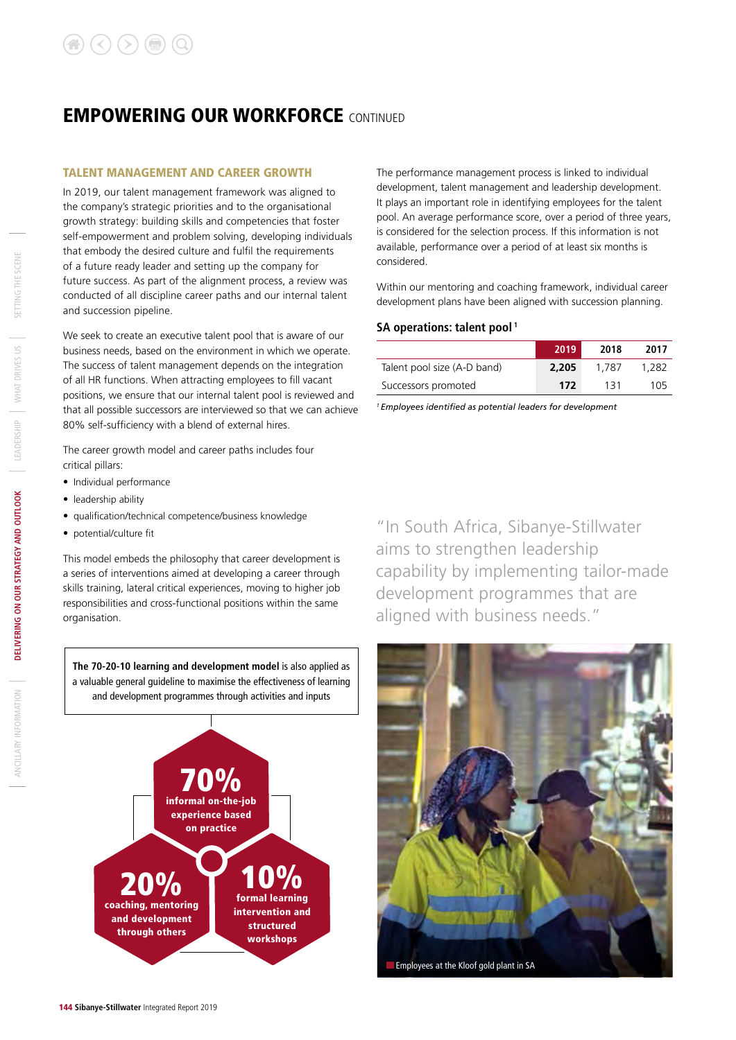# EMPOWERING OUR WORKFORCE CONTINUED

## TALENT MANAGEMENT AND CAREER GROWTH

In 2019, our talent management framework was aligned to the company's strategic priorities and to the organisational growth strategy: building skills and competencies that foster self-empowerment and problem solving, developing individuals that embody the desired culture and fulfil the requirements of a future ready leader and setting up the company for future success. As part of the alignment process, a review was conducted of all discipline career paths and our internal talent and succession pipeline.

We seek to create an executive talent pool that is aware of our business needs, based on the environment in which we operate. The success of talent management depends on the integration of all HR functions. When attracting employees to fill vacant positions, we ensure that our internal talent pool is reviewed and that all possible successors are interviewed so that we can achieve 80% self-sufficiency with a blend of external hires.

The career growth model and career paths includes four critical pillars:

- Individual performance
- leadership ability
- qualification/technical competence/business knowledge
- potential/culture fit

This model embeds the philosophy that career development is a series of interventions aimed at developing a career through skills training, lateral critical experiences, moving to higher job responsibilities and cross-functional positions within the same organisation.

**The 70-20-10 learning and development model** is also applied as a valuable general guideline to maximise the effectiveness of learning and development programmes through activities and inputs

**70%** informal on-the-job experience based on practice

**20%** coaching, mentoring and development through others

**10%** formal learning intervention and structured workshops

The performance management process is linked to individual development, talent management and leadership development. It plays an important role in identifying employees for the talent pool. An average performance score, over a period of three years, is considered for the selection process. If this information is not available, performance over a period of at least six months is considered.

Within our mentoring and coaching framework, individual career development plans have been aligned with succession planning.

### SA operations: talent pool [1]

| | 2019 | 2018 | 2017 |
|---|---|---|---|
| Talent pool size (A-D band) | **2,205** | 1,787 | 1,282 |
| Successors promoted | **172** | 131 | 105 |

[1] *Employees identified as potential leaders for development*

"In South Africa, Sibanye-Stillwater aims to strengthen leadership capability by implementing tailor-made development programmes that are aligned with business needs."

Employees at the Kloof gold plant in SA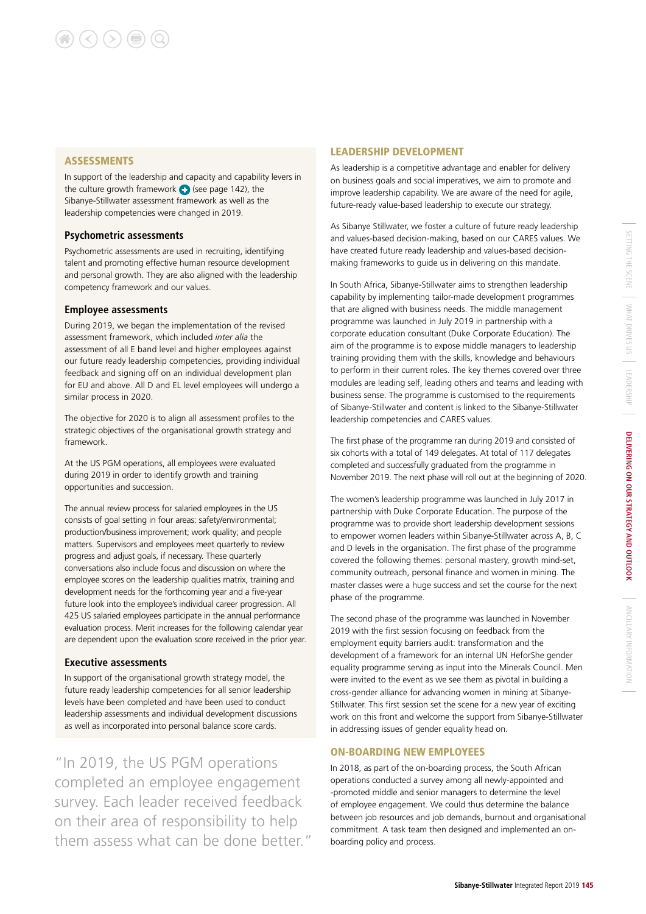## ASSESSMENTS

In support of the leadership and capacity and capability levers in the culture growth framework (see page 142), the Sibanye-Stillwater assessment framework as well as the leadership competencies were changed in 2019.

### Psychometric assessments

Psychometric assessments are used in recruiting, identifying talent and promoting effective human resource development and personal growth. They are also aligned with the leadership competency framework and our values.

### Employee assessments

During 2019, we began the implementation of the revised assessment framework, which included *inter alia* the assessment of all E band level and higher employees against our future ready leadership competencies, providing individual feedback and signing off on an individual development plan for EU and above. All D and EL level employees will undergo a similar process in 2020.

The objective for 2020 is to align all assessment profiles to the strategic objectives of the organisational growth strategy and framework.

At the US PGM operations, all employees were evaluated during 2019 in order to identify growth and training opportunities and succession.

The annual review process for salaried employees in the US consists of goal setting in four areas: safety/environmental; production/business improvement; work quality; and people matters. Supervisors and employees meet quarterly to review progress and adjust goals, if necessary. These quarterly conversations also include focus and discussion on where the employee scores on the leadership qualities matrix, training and development needs for the forthcoming year and a five-year future look into the employee's individual career progression. All 425 US salaried employees participate in the annual performance evaluation process. Merit increases for the following calendar year are dependent upon the evaluation score received in the prior year.

### Executive assessments

In support of the organisational growth strategy model, the future ready leadership competencies for all senior leadership levels have been completed and have been used to conduct leadership assessments and individual development discussions as well as incorporated into personal balance score cards.

> "In 2019, the US PGM operations completed an employee engagement survey. Each leader received feedback on their area of responsibility to help them assess what can be done better."

## LEADERSHIP DEVELOPMENT

As leadership is a competitive advantage and enabler for delivery on business goals and social imperatives, we aim to promote and improve leadership capability. We are aware of the need for agile, future-ready value-based leadership to execute our strategy.

As Sibanye Stillwater, we foster a culture of future ready leadership and values-based decision-making, based on our CARES values. We have created future ready leadership and values-based decision-making frameworks to guide us in delivering on this mandate.

In South Africa, Sibanye-Stillwater aims to strengthen leadership capability by implementing tailor-made development programmes that are aligned with business needs. The middle management programme was launched in July 2019 in partnership with a corporate education consultant (Duke Corporate Education). The aim of the programme is to expose middle managers to leadership training providing them with the skills, knowledge and behaviours to perform in their current roles. The key themes covered over three modules are leading self, leading others and teams and leading with business sense. The programme is customised to the requirements of Sibanye-Stillwater and content is linked to the Sibanye-Stillwater leadership competencies and CARES values.

The first phase of the programme ran during 2019 and consisted of six cohorts with a total of 149 delegates. At total of 117 delegates completed and successfully graduated from the programme in November 2019. The next phase will roll out at the beginning of 2020.

The women's leadership programme was launched in July 2017 in partnership with Duke Corporate Education. The purpose of the programme was to provide short leadership development sessions to empower women leaders within Sibanye-Stillwater across A, B, C and D levels in the organisation. The first phase of the programme covered the following themes: personal mastery, growth mind-set, community outreach, personal finance and women in mining. The master classes were a huge success and set the course for the next phase of the programme.

The second phase of the programme was launched in November 2019 with the first session focusing on feedback from the employment equity barriers audit: transformation and the development of a framework for an internal UN HeforShe gender equality programme serving as input into the Minerals Council. Men were invited to the event as we see them as pivotal in building a cross-gender alliance for advancing women in mining at Sibanye-Stillwater. This first session set the scene for a new year of exciting work on this front and welcome the support from Sibanye-Stillwater in addressing issues of gender equality head on.

## ON-BOARDING NEW EMPLOYEES

In 2018, as part of the on-boarding process, the South African operations conducted a survey among all newly-appointed and -promoted middle and senior managers to determine the level of employee engagement. We could thus determine the balance between job resources and job demands, burnout and organisational commitment. A task team then designed and implemented an on-boarding policy and process.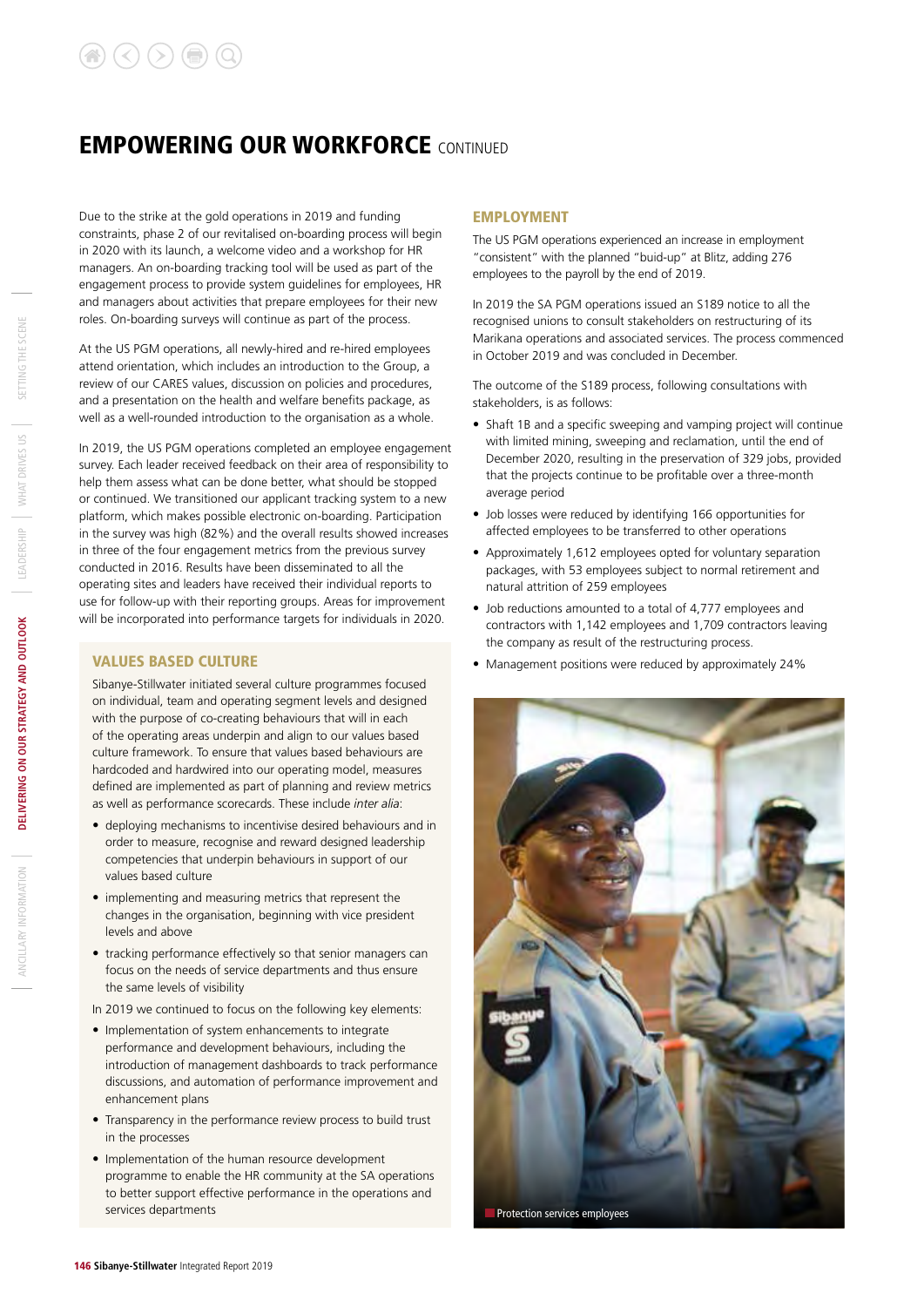# EMPOWERING OUR WORKFORCE CONTINUED

Due to the strike at the gold operations in 2019 and funding constraints, phase 2 of our revitalised on-boarding process will begin in 2020 with its launch, a welcome video and a workshop for HR managers. An on-boarding tracking tool will be used as part of the engagement process to provide system guidelines for employees, HR and managers about activities that prepare employees for their new roles. On-boarding surveys will continue as part of the process.

At the US PGM operations, all newly-hired and re-hired employees attend orientation, which includes an introduction to the Group, a review of our CARES values, discussion on policies and procedures, and a presentation on the health and welfare benefits package, as well as a well-rounded introduction to the organisation as a whole.

In 2019, the US PGM operations completed an employee engagement survey. Each leader received feedback on their area of responsibility to help them assess what can be done better, what should be stopped or continued. We transitioned our applicant tracking system to a new platform, which makes possible electronic on-boarding. Participation in the survey was high (82%) and the overall results showed increases in three of the four engagement metrics from the previous survey conducted in 2016. Results have been disseminated to all the operating sites and leaders have received their individual reports to use for follow-up with their reporting groups. Areas for improvement will be incorporated into performance targets for individuals in 2020.

## VALUES BASED CULTURE

Sibanye-Stillwater initiated several culture programmes focused on individual, team and operating segment levels and designed with the purpose of co-creating behaviours that will in each of the operating areas underpin and align to our values based culture framework. To ensure that values based behaviours are hardcoded and hardwired into our operating model, measures defined are implemented as part of planning and review metrics as well as performance scorecards. These include *inter alia*:

- deploying mechanisms to incentivise desired behaviours and in order to measure, recognise and reward designed leadership competencies that underpin behaviours in support of our values based culture
- implementing and measuring metrics that represent the changes in the organisation, beginning with vice president levels and above
- tracking performance effectively so that senior managers can focus on the needs of service departments and thus ensure the same levels of visibility

In 2019 we continued to focus on the following key elements:

- Implementation of system enhancements to integrate performance and development behaviours, including the introduction of management dashboards to track performance discussions, and automation of performance improvement and enhancement plans
- Transparency in the performance review process to build trust in the processes
- Implementation of the human resource development programme to enable the HR community at the SA operations to better support effective performance in the operations and services departments

## EMPLOYMENT

The US PGM operations experienced an increase in employment "consistent" with the planned "buid-up" at Blitz, adding 276 employees to the payroll by the end of 2019.

In 2019 the SA PGM operations issued an S189 notice to all the recognised unions to consult stakeholders on restructuring of its Marikana operations and associated services. The process commenced in October 2019 and was concluded in December.

The outcome of the S189 process, following consultations with stakeholders, is as follows:

- Shaft 1B and a specific sweeping and vamping project will continue with limited mining, sweeping and reclamation, until the end of December 2020, resulting in the preservation of 329 jobs, provided that the projects continue to be profitable over a three-month average period
- Job losses were reduced by identifying 166 opportunities for affected employees to be transferred to other operations
- Approximately 1,612 employees opted for voluntary separation packages, with 53 employees subject to normal retirement and natural attrition of 259 employees
- Job reductions amounted to a total of 4,777 employees and contractors with 1,142 employees and 1,709 contractors leaving the company as result of the restructuring process.
- Management positions were reduced by approximately 24%

Protection services employees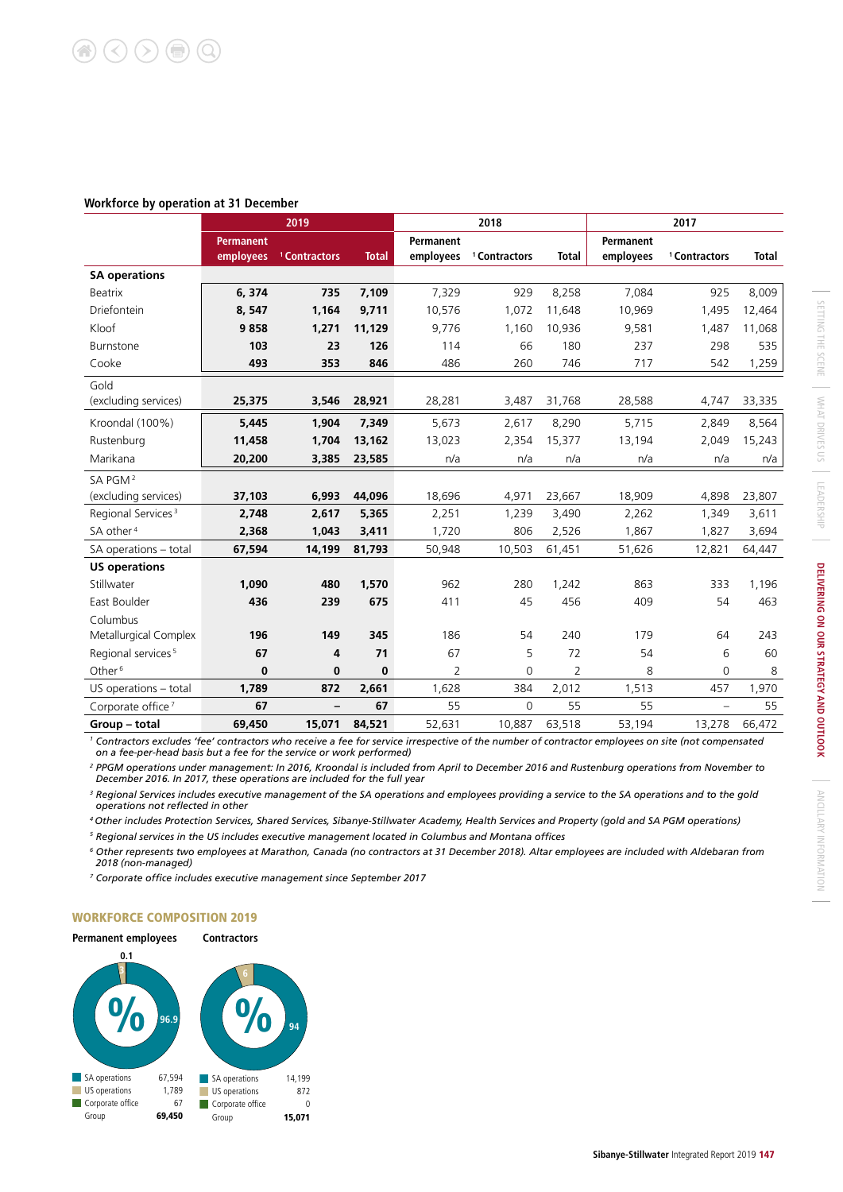### Workforce by operation at 31 December

| | 2019 | | | 2018 | | | 2017 | | |
|---|---|---|---|---|---|---|---|---|---|
| | Permanent employees | [1] Contractors | Total | Permanent employees | [1] Contractors | Total | Permanent employees | [1] Contractors | Total |
| **SA operations** | | | | | | | | | |
| Beatrix | **6, 374** | **735** | **7,109** | 7,329 | 929 | 8,258 | 7,084 | 925 | 8,009 |
| Driefontein | **8, 547** | **1,164** | **9,711** | 10,576 | 1,072 | 11,648 | 10,969 | 1,495 | 12,464 |
| Kloof | **9 858** | **1,271** | **11,129** | 9,776 | 1,160 | 10,936 | 9,581 | 1,487 | 11,068 |
| Burnstone | **103** | **23** | **126** | 114 | 66 | 180 | 237 | 298 | 535 |
| Cooke | **493** | **353** | **846** | 486 | 260 | 746 | 717 | 542 | 1,259 |
| Gold (excluding services) | **25,375** | **3,546** | **28,921** | 28,281 | 3,487 | 31,768 | 28,588 | 4,747 | 33,335 |
| Kroondal (100%) | **5,445** | **1,904** | **7,349** | 5,673 | 2,617 | 8,290 | 5,715 | 2,849 | 8,564 |
| Rustenburg | **11,458** | **1,704** | **13,162** | 13,023 | 2,354 | 15,377 | 13,194 | 2,049 | 15,243 |
| Marikana | **20,200** | **3,385** | **23,585** | n/a | n/a | n/a | n/a | n/a | n/a |
| SA PGM [2] (excluding services) | **37,103** | **6,993** | **44,096** | 18,696 | 4,971 | 23,667 | 18,909 | 4,898 | 23,807 |
| Regional Services [3] | **2,748** | **2,617** | **5,365** | 2,251 | 1,239 | 3,490 | 2,262 | 1,349 | 3,611 |
| SA other [4] | **2,368** | **1,043** | **3,411** | 1,720 | 806 | 2,526 | 1,867 | 1,827 | 3,694 |
| SA operations – total | **67,594** | **14,199** | **81,793** | 50,948 | 10,503 | 61,451 | 51,626 | 12,821 | 64,447 |
| **US operations** | | | | | | | | | |
| Stillwater | **1,090** | **480** | **1,570** | 962 | 280 | 1,242 | 863 | 333 | 1,196 |
| East Boulder | **436** | **239** | **675** | 411 | 45 | 456 | 409 | 54 | 463 |
| Columbus Metallurgical Complex | **196** | **149** | **345** | 186 | 54 | 240 | 179 | 64 | 243 |
| Regional services [5] | **67** | **4** | **71** | 67 | 5 | 72 | 54 | 6 | 60 |
| Other [6] | **0** | **0** | **0** | 2 | 0 | 2 | 8 | 0 | 8 |
| US operations – total | **1,789** | **872** | **2,661** | 1,628 | 384 | 2,012 | 1,513 | 457 | 1,970 |
| Corporate office [7] | **67** | **–** | **67** | 55 | 0 | 55 | 55 | – | 55 |
| **Group – total** | **69,450** | **15,071** | **84,521** | 52,631 | 10,887 | 63,518 | 53,194 | 13,278 | 66,472 |

*[1] Contractors excludes 'fee' contractors who receive a fee for service irrespective of the number of contractor employees on site (not compensated on a fee-per-head basis but a fee for the service or work performed)*

*[2] PPGM operations under management: In 2016, Kroondal is included from April to December 2016 and Rustenburg operations from November to December 2016. In 2017, these operations are included for the full year*

*[3] Regional Services includes executive management of the SA operations and employees providing a service to the SA operations and to the gold operations not reflected in other*

*[4] Other includes Protection Services, Shared Services, Sibanye-Stillwater Academy, Health Services and Property (gold and SA PGM operations)*

*[5] Regional services in the US includes executive management located in Columbus and Montana offices*

*[6] Other represents two employees at Marathon, Canada (no contractors at 31 December 2018). Altar employees are included with Aldebaran from 2018 (non-managed)*

*[7] Corporate office includes executive management since September 2017*

## WORKFORCE COMPOSITION 2019

**Permanent employees**

| | |
|---|---|
| SA operations | 67,594 |
| US operations | 1,789 |
| Corporate office | 67 |
| Group | **69,450** |

**Contractors**

| | |
|---|---|
| SA operations | 14,199 |
| US operations | 872 |
| Corporate office | 0 |
| Group | **15,071** |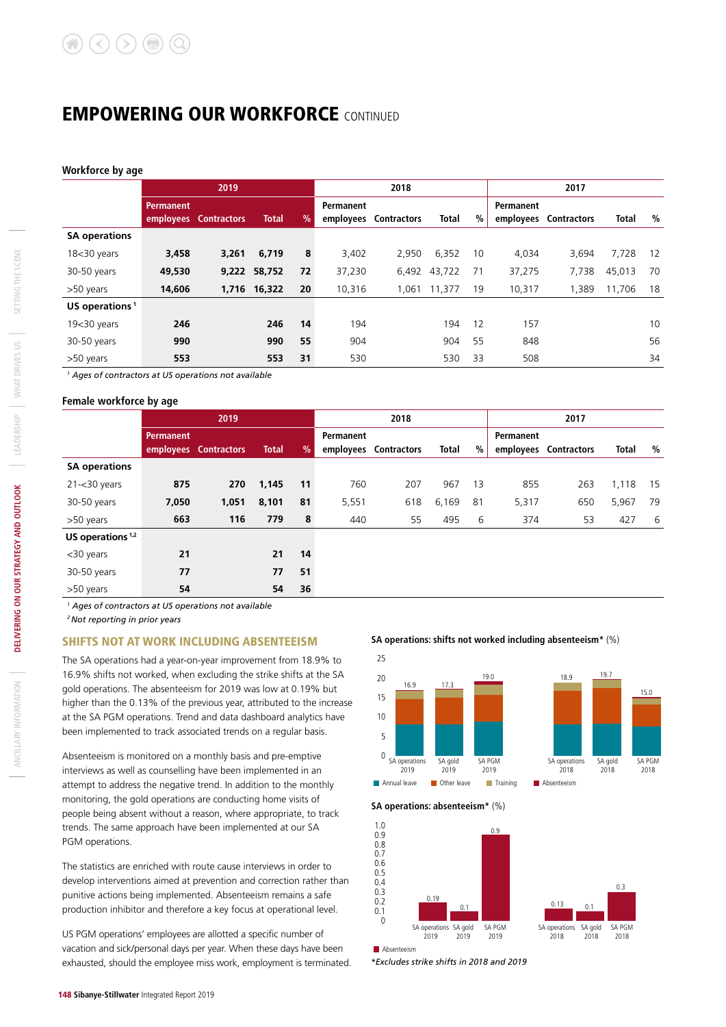# EMPOWERING OUR WORKFORCE CONTINUED

### Workforce by age

| | 2019 | | | | 2018 | | | | 2017 | | | |
|---|---|---|---|---|---|---|---|---|---|---|---|---|
| | Permanent employees | Contractors | Total | % | Permanent employees | Contractors | Total | % | Permanent employees | Contractors | Total | % |
| **SA operations** | | | | | | | | | | | | |
| 18<30 years | **3,458** | **3,261** | **6,719** | **8** | 3,402 | 2,950 | 6,352 | 10 | 4,034 | 3,694 | 7,728 | 12 |
| 30-50 years | **49,530** | **9,222** | **58,752** | **72** | 37,230 | 6,492 | 43,722 | 71 | 37,275 | 7,738 | 45,013 | 70 |
| >50 years | **14,606** | **1,716** | **16,322** | **20** | 10,316 | 1,061 | 11,377 | 19 | 10,317 | 1,389 | 11,706 | 18 |
| **US operations** [1] | | | | | | | | | | | | |
| 19<30 years | **246** | | **246** | **14** | 194 | | 194 | 12 | 157 | | | 10 |
| 30-50 years | **990** | | **990** | **55** | 904 | | 904 | 55 | 848 | | | 56 |
| >50 years | **553** | | **553** | **31** | 530 | | 530 | 33 | 508 | | | 34 |

[1] *Ages of contractors at US operations not available*

### Female workforce by age

| | 2019 | | | | 2018 | | | | 2017 | | | |
|---|---|---|---|---|---|---|---|---|---|---|---|---|
| | Permanent employees | Contractors | Total | % | Permanent employees | Contractors | Total | % | Permanent employees | Contractors | Total | % |
| **SA operations** | | | | | | | | | | | | |
| 21-<30 years | **875** | **270** | **1,145** | **11** | 760 | 207 | 967 | 13 | 855 | 263 | 1,118 | 15 |
| 30-50 years | **7,050** | **1,051** | **8,101** | **81** | 5,551 | 618 | 6,169 | 81 | 5,317 | 650 | 5,967 | 79 |
| >50 years | **663** | **116** | **779** | **8** | 440 | 55 | 495 | 6 | 374 | 53 | 427 | 6 |
| **US operations** [1,2] | | | | | | | | | | | | |
| <30 years | **21** | | **21** | **14** | | | | | | | | |
| 30-50 years | **77** | | **77** | **51** | | | | | | | | |
| >50 years | **54** | | **54** | **36** | | | | | | | | |

[1] *Ages of contractors at US operations not available*
[2] *Not reporting in prior years*

## SHIFTS NOT AT WORK INCLUDING ABSENTEEISM

The SA operations had a year-on-year improvement from 18.9% to 16.9% shifts not worked, when excluding the strike shifts at the SA gold operations. The absenteeism for 2019 was low at 0.19% but higher than the 0.13% of the previous year, attributed to the increase at the SA PGM operations. Trend and data dashboard analytics have been implemented to track associated trends on a regular basis.

Absenteeism is monitored on a monthly basis and pre-emptive interviews as well as counselling have been implemented in an attempt to address the negative trend. In addition to the monthly monitoring, the gold operations are conducting home visits of people being absent without a reason, where appropriate, to track trends. The same approach have been implemented at our SA PGM operations.

The statistics are enriched with route cause interviews in order to develop interventions aimed at prevention and correction rather than punitive actions being implemented. Absenteeism remains a safe production inhibitor and therefore a key focus at operational level.

US PGM operations' employees are allotted a specific number of vacation and sick/personal days per year. When these days have been exhausted, should the employee miss work, employment is terminated.

**SA operations: shifts not worked including absenteeism*** (%)

| | SA operations 2019 | SA gold 2019 | SA PGM 2019 | SA operations 2018 | SA gold 2018 | SA PGM 2018 |
|---|---|---|---|---|---|---|
| Total | 16.9 | 17.3 | 19.0 | 18.9 | 19.7 | 15.0 |

Legend: Annual leave, Other leave, Training, Absenteeism

**SA operations: absenteeism*** (%)

| | SA operations 2019 | SA gold 2019 | SA PGM 2019 | SA operations 2018 | SA gold 2018 | SA PGM 2018 |
|---|---|---|---|---|---|---|
| Absenteeism | 0.19 | 0.1 | 0.9 | 0.13 | 0.1 | 0.3 |

*Excludes strike shifts in 2018 and 2019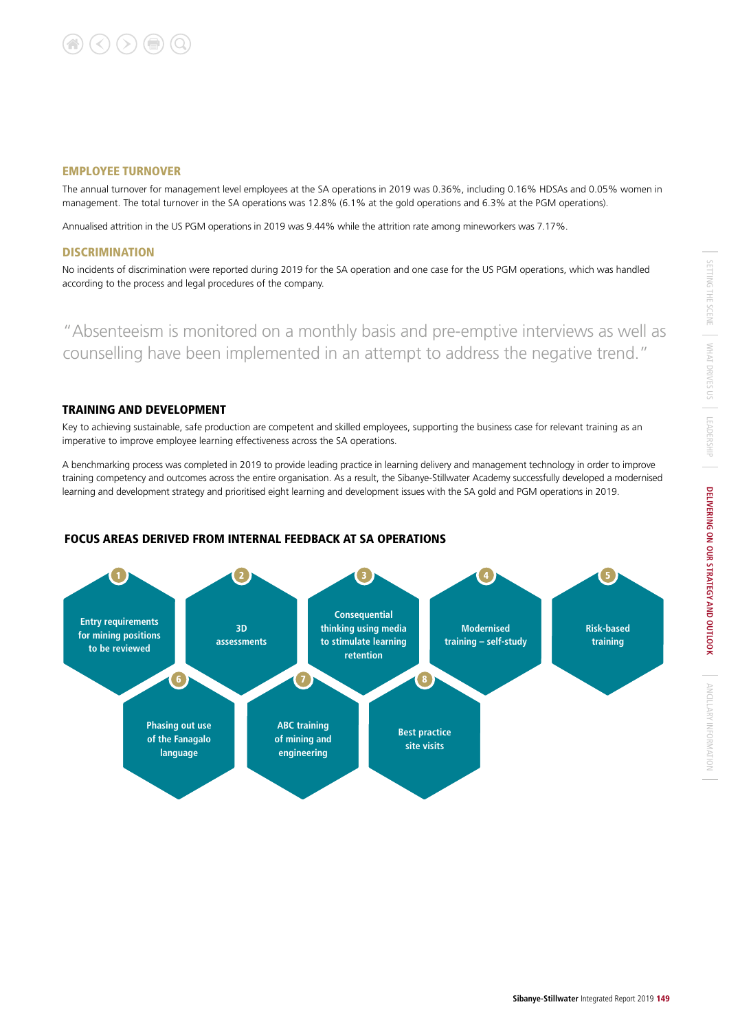## EMPLOYEE TURNOVER

The annual turnover for management level employees at the SA operations in 2019 was 0.36%, including 0.16% HDSAs and 0.05% women in management. The total turnover in the SA operations was 12.8% (6.1% at the gold operations and 6.3% at the PGM operations).

Annualised attrition in the US PGM operations in 2019 was 9.44% while the attrition rate among mineworkers was 7.17%.

## DISCRIMINATION

No incidents of discrimination were reported during 2019 for the SA operation and one case for the US PGM operations, which was handled according to the process and legal procedures of the company.

> "Absenteeism is monitored on a monthly basis and pre-emptive interviews as well as counselling have been implemented in an attempt to address the negative trend."

## TRAINING AND DEVELOPMENT

Key to achieving sustainable, safe production are competent and skilled employees, supporting the business case for relevant training as an imperative to improve employee learning effectiveness across the SA operations.

A benchmarking process was completed in 2019 to provide leading practice in learning delivery and management technology in order to improve training competency and outcomes across the entire organisation. As a result, the Sibanye-Stillwater Academy successfully developed a modernised learning and development strategy and prioritised eight learning and development issues with the SA gold and PGM operations in 2019.

### FOCUS AREAS DERIVED FROM INTERNAL FEEDBACK AT SA OPERATIONS

1. Entry requirements for mining positions to be reviewed
2. 3D assessments
3. Consequential thinking using media to stimulate learning retention
4. Modernised training – self-study
5. Risk-based training
6. Phasing out use of the Fanagalo language
7. ABC training of mining and engineering
8. Best practice site visits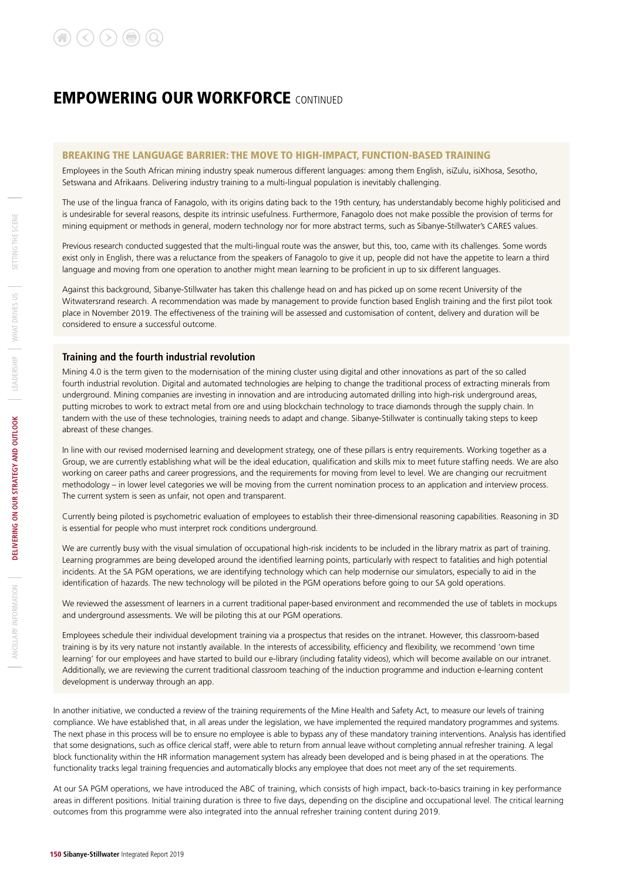# EMPOWERING OUR WORKFORCE CONTINUED

## BREAKING THE LANGUAGE BARRIER: THE MOVE TO HIGH-IMPACT, FUNCTION-BASED TRAINING

Employees in the South African mining industry speak numerous different languages: among them English, isiZulu, isiXhosa, Sesotho, Setswana and Afrikaans. Delivering industry training to a multi-lingual population is inevitably challenging.

The use of the lingua franca of Fanagolo, with its origins dating back to the 19th century, has understandably become highly politicised and is undesirable for several reasons, despite its intrinsic usefulness. Furthermore, Fanagolo does not make possible the provision of terms for mining equipment or methods in general, modern technology nor for more abstract terms, such as Sibanye-Stillwater's CARES values.

Previous research conducted suggested that the multi-lingual route was the answer, but this, too, came with its challenges. Some words exist only in English, there was a reluctance from the speakers of Fanagolo to give it up, people did not have the appetite to learn a third language and moving from one operation to another might mean learning to be proficient in up to six different languages.

Against this background, Sibanye-Stillwater has taken this challenge head on and has picked up on some recent University of the Witwatersrand research. A recommendation was made by management to provide function based English training and the first pilot took place in November 2019. The effectiveness of the training will be assessed and customisation of content, delivery and duration will be considered to ensure a successful outcome.

### Training and the fourth industrial revolution

Mining 4.0 is the term given to the modernisation of the mining cluster using digital and other innovations as part of the so called fourth industrial revolution. Digital and automated technologies are helping to change the traditional process of extracting minerals from underground. Mining companies are investing in innovation and are introducing automated drilling into high-risk underground areas, putting microbes to work to extract metal from ore and using blockchain technology to trace diamonds through the supply chain. In tandem with the use of these technologies, training needs to adapt and change. Sibanye-Stillwater is continually taking steps to keep abreast of these changes.

In line with our revised modernised learning and development strategy, one of these pillars is entry requirements. Working together as a Group, we are currently establishing what will be the ideal education, qualification and skills mix to meet future staffing needs. We are also working on career paths and career progressions, and the requirements for moving from level to level. We are changing our recruitment methodology – in lower level categories we will be moving from the current nomination process to an application and interview process. The current system is seen as unfair, not open and transparent.

Currently being piloted is psychometric evaluation of employees to establish their three-dimensional reasoning capabilities. Reasoning in 3D is essential for people who must interpret rock conditions underground.

We are currently busy with the visual simulation of occupational high-risk incidents to be included in the library matrix as part of training. Learning programmes are being developed around the identified learning points, particularly with respect to fatalities and high potential incidents. At the SA PGM operations, we are identifying technology which can help modernise our simulators, especially to aid in the identification of hazards. The new technology will be piloted in the PGM operations before going to our SA gold operations.

We reviewed the assessment of learners in a current traditional paper-based environment and recommended the use of tablets in mockups and underground assessments. We will be piloting this at our PGM operations.

Employees schedule their individual development training via a prospectus that resides on the intranet. However, this classroom-based training is by its very nature not instantly available. In the interests of accessibility, efficiency and flexibility, we recommend 'own time learning' for our employees and have started to build our e-library (including fatality videos), which will become available on our intranet. Additionally, we are reviewing the current traditional classroom teaching of the induction programme and induction e-learning content development is underway through an app.

In another initiative, we conducted a review of the training requirements of the Mine Health and Safety Act, to measure our levels of training compliance. We have established that, in all areas under the legislation, we have implemented the required mandatory programmes and systems. The next phase in this process will be to ensure no employee is able to bypass any of these mandatory training interventions. Analysis has identified that some designations, such as office clerical staff, were able to return from annual leave without completing annual refresher training. A legal block functionality within the HR information management system has already been developed and is being phased in at the operations. The functionality tracks legal training frequencies and automatically blocks any employee that does not meet any of the set requirements.

At our SA PGM operations, we have introduced the ABC of training, which consists of high impact, back-to-basics training in key performance areas in different positions. Initial training duration is three to five days, depending on the discipline and occupational level. The critical learning outcomes from this programme were also integrated into the annual refresher training content during 2019.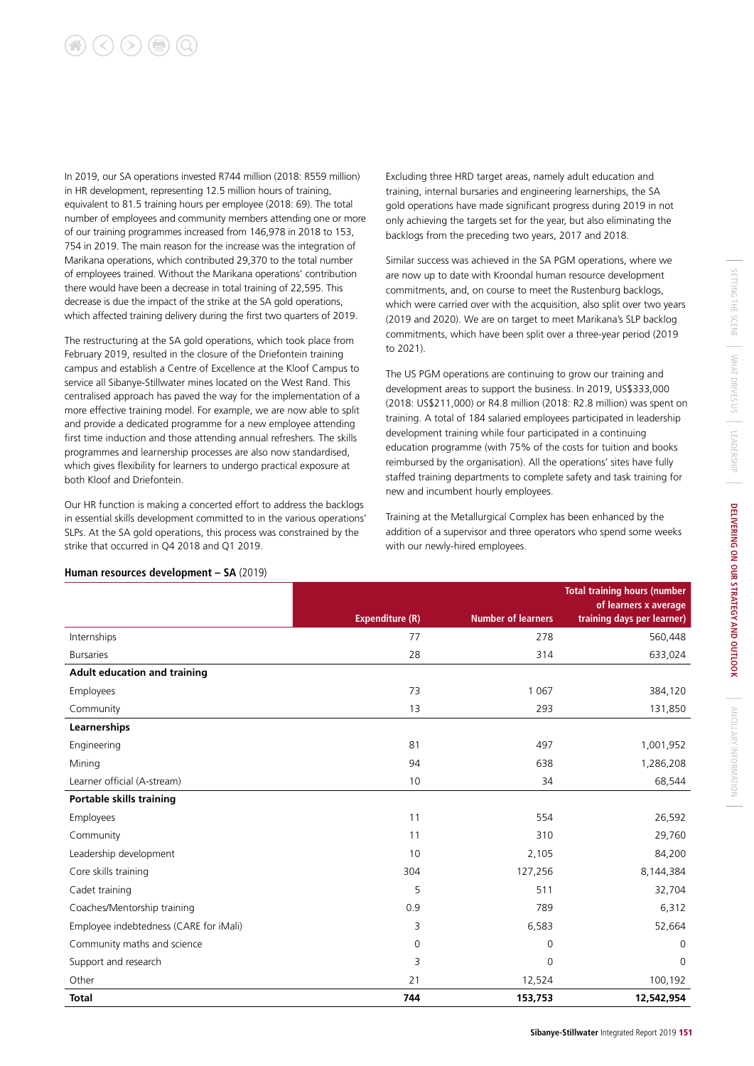In 2019, our SA operations invested R744 million (2018: R559 million) in HR development, representing 12.5 million hours of training, equivalent to 81.5 training hours per employee (2018: 69). The total number of employees and community members attending one or more of our training programmes increased from 146,978 in 2018 to 153, 754 in 2019. The main reason for the increase was the integration of Marikana operations, which contributed 29,370 to the total number of employees trained. Without the Marikana operations' contribution there would have been a decrease in total training of 22,595. This decrease is due the impact of the strike at the SA gold operations, which affected training delivery during the first two quarters of 2019.

The restructuring at the SA gold operations, which took place from February 2019, resulted in the closure of the Driefontein training campus and establish a Centre of Excellence at the Kloof Campus to service all Sibanye-Stillwater mines located on the West Rand. This centralised approach has paved the way for the implementation of a more effective training model. For example, we are now able to split and provide a dedicated programme for a new employee attending first time induction and those attending annual refreshers. The skills programmes and learnership processes are also now standardised, which gives flexibility for learners to undergo practical exposure at both Kloof and Driefontein.

Our HR function is making a concerted effort to address the backlogs in essential skills development committed to in the various operations' SLPs. At the SA gold operations, this process was constrained by the strike that occurred in Q4 2018 and Q1 2019.

Excluding three HRD target areas, namely adult education and training, internal bursaries and engineering learnerships, the SA gold operations have made significant progress during 2019 in not only achieving the targets set for the year, but also eliminating the backlogs from the preceding two years, 2017 and 2018.

Similar success was achieved in the SA PGM operations, where we are now up to date with Kroondal human resource development commitments, and, on course to meet the Rustenburg backlogs, which were carried over with the acquisition, also split over two years (2019 and 2020). We are on target to meet Marikana's SLP backlog commitments, which have been split over a three-year period (2019 to 2021).

The US PGM operations are continuing to grow our training and development areas to support the business. In 2019, US$333,000 (2018: US$211,000) or R4.8 million (2018: R2.8 million) was spent on training. A total of 184 salaried employees participated in leadership development training while four participated in a continuing education programme (with 75% of the costs for tuition and books reimbursed by the organisation). All the operations' sites have fully staffed training departments to complete safety and task training for new and incumbent hourly employees.

Training at the Metallurgical Complex has been enhanced by the addition of a supervisor and three operators who spend some weeks with our newly-hired employees.

**Human resources development – SA** (2019)

| | Expenditure (R) | Number of learners | Total training hours (number of learners x average training days per learner) |
|---|---|---|---|
| Internships | 77 | 278 | 560,448 |
| Bursaries | 28 | 314 | 633,024 |
| **Adult education and training** | | | |
| Employees | 73 | 1 067 | 384,120 |
| Community | 13 | 293 | 131,850 |
| **Learnerships** | | | |
| Engineering | 81 | 497 | 1,001,952 |
| Mining | 94 | 638 | 1,286,208 |
| Learner official (A-stream) | 10 | 34 | 68,544 |
| **Portable skills training** | | | |
| Employees | 11 | 554 | 26,592 |
| Community | 11 | 310 | 29,760 |
| Leadership development | 10 | 2,105 | 84,200 |
| Core skills training | 304 | 127,256 | 8,144,384 |
| Cadet training | 5 | 511 | 32,704 |
| Coaches/Mentorship training | 0.9 | 789 | 6,312 |
| Employee indebtedness (CARE for iMali) | 3 | 6,583 | 52,664 |
| Community maths and science | 0 | 0 | 0 |
| Support and research | 3 | 0 | 0 |
| Other | 21 | 12,524 | 100,192 |
| **Total** | **744** | **153,753** | **12,542,954** |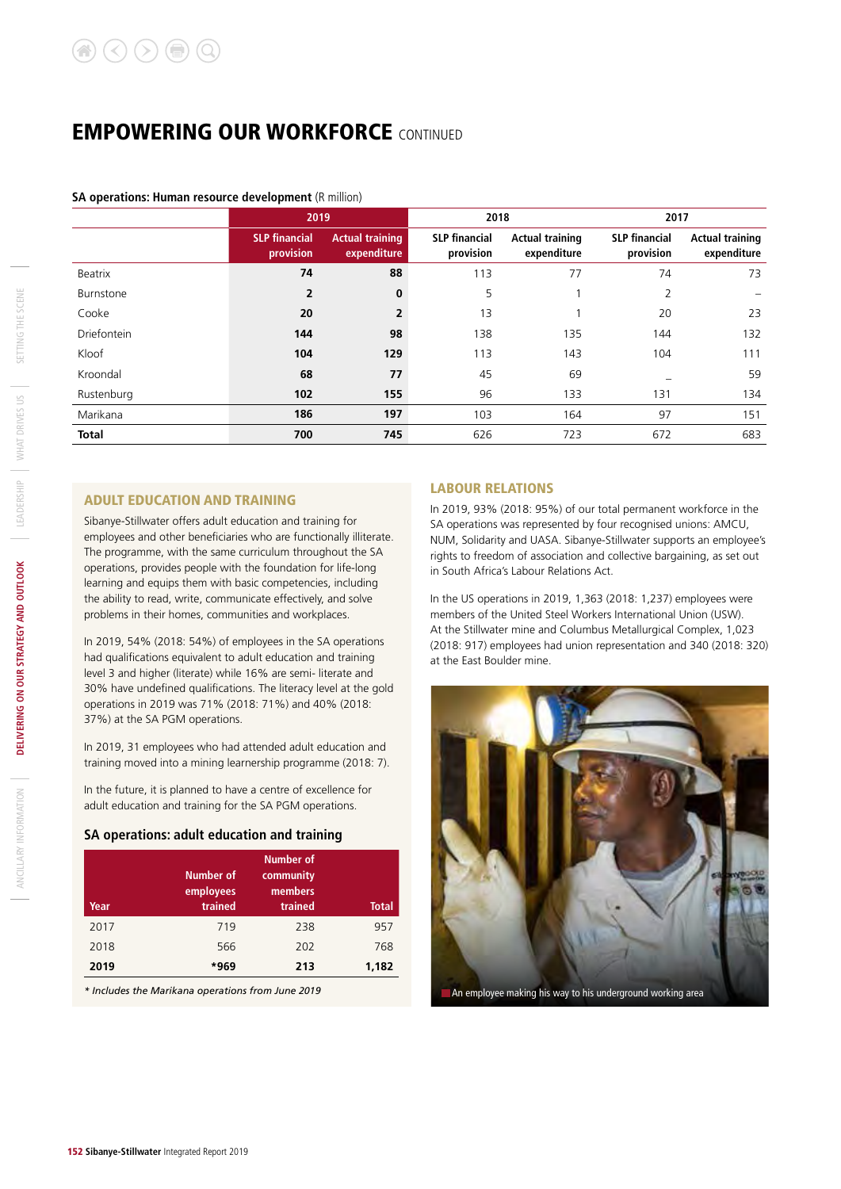# EMPOWERING OUR WORKFORCE CONTINUED

**SA operations: Human resource development** (R million)

| | 2019 | | 2018 | | 2017 | |
|---|---|---|---|---|---|---|
| | **SLP financial provision** | **Actual training expenditure** | **SLP financial provision** | **Actual training expenditure** | **SLP financial provision** | **Actual training expenditure** |
| Beatrix | **74** | **88** | 113 | 77 | 74 | 73 |
| Burnstone | **2** | **0** | 5 | 1 | 2 | – |
| Cooke | **20** | **2** | 13 | 1 | 20 | 23 |
| Driefontein | **144** | **98** | 138 | 135 | 144 | 132 |
| Kloof | **104** | **129** | 113 | 143 | 104 | 111 |
| Kroondal | **68** | **77** | 45 | 69 | – | 59 |
| Rustenburg | **102** | **155** | 96 | 133 | 131 | 134 |
| Marikana | **186** | **197** | 103 | 164 | 97 | 151 |
| **Total** | **700** | **745** | 626 | 723 | 672 | 683 |

## ADULT EDUCATION AND TRAINING

Sibanye-Stillwater offers adult education and training for employees and other beneficiaries who are functionally illiterate. The programme, with the same curriculum throughout the SA operations, provides people with the foundation for life-long learning and equips them with basic competencies, including the ability to read, write, communicate effectively, and solve problems in their homes, communities and workplaces.

In 2019, 54% (2018: 54%) of employees in the SA operations had qualifications equivalent to adult education and training level 3 and higher (literate) while 16% are semi- literate and 30% have undefined qualifications. The literacy level at the gold operations in 2019 was 71% (2018: 71%) and 40% (2018: 37%) at the SA PGM operations.

In 2019, 31 employees who had attended adult education and training moved into a mining learnership programme (2018: 7).

In the future, it is planned to have a centre of excellence for adult education and training for the SA PGM operations.

### SA operations: adult education and training

| Year | Number of employees trained | Number of community members trained | Total |
|---|---|---|---|
| 2017 | 719 | 238 | 957 |
| 2018 | 566 | 202 | 768 |
| **2019** | ***969** | **213** | **1,182** |

*\* Includes the Marikana operations from June 2019*

## LABOUR RELATIONS

In 2019, 93% (2018: 95%) of our total permanent workforce in the SA operations was represented by four recognised unions: AMCU, NUM, Solidarity and UASA. Sibanye-Stillwater supports an employee's rights to freedom of association and collective bargaining, as set out in South Africa's Labour Relations Act.

In the US operations in 2019, 1,363 (2018: 1,237) employees were members of the United Steel Workers International Union (USW). At the Stillwater mine and Columbus Metallurgical Complex, 1,023 (2018: 917) employees had union representation and 340 (2018: 320) at the East Boulder mine.

An employee making his way to his underground working area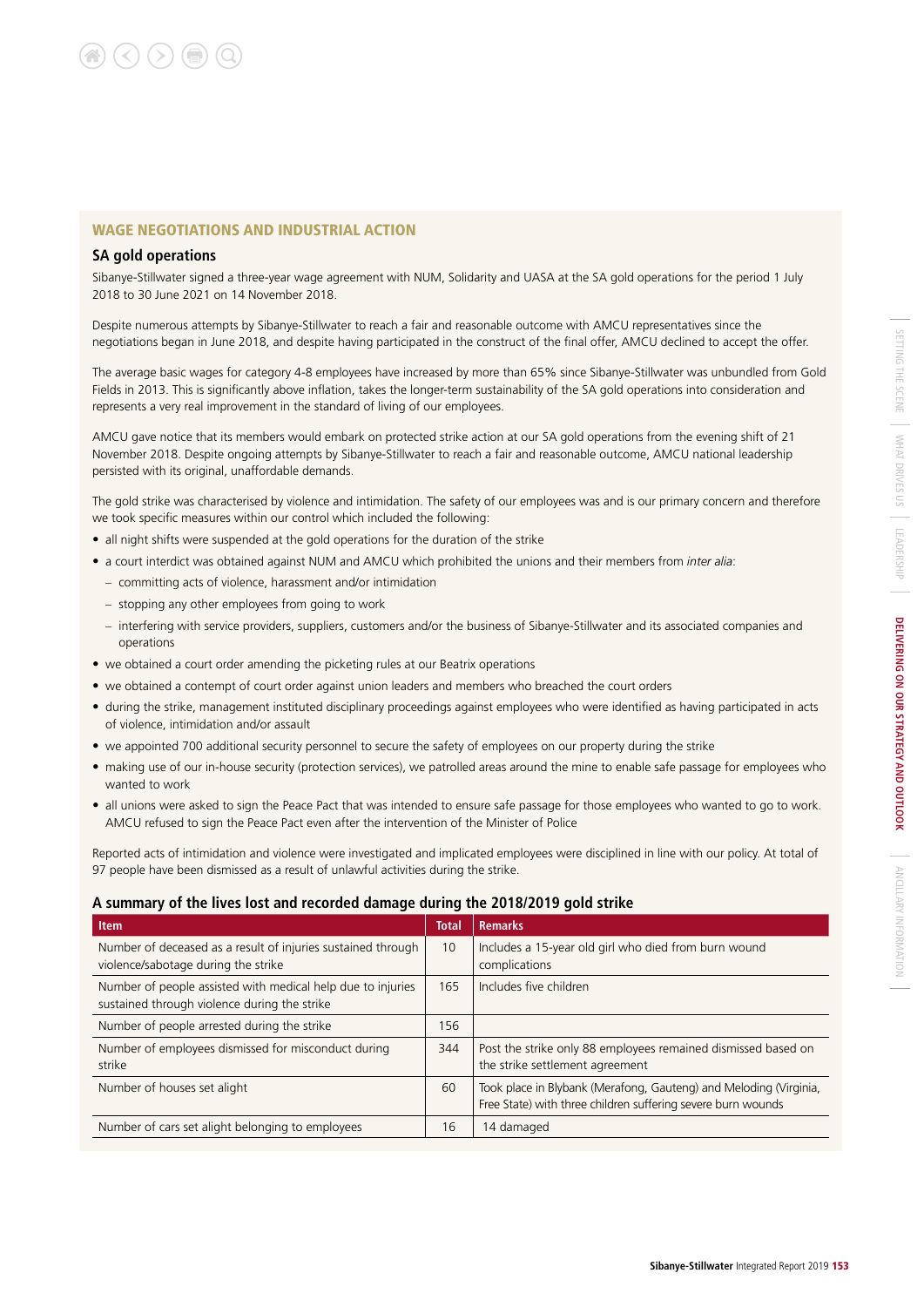## WAGE NEGOTIATIONS AND INDUSTRIAL ACTION

### SA gold operations

Sibanye-Stillwater signed a three-year wage agreement with NUM, Solidarity and UASA at the SA gold operations for the period 1 July 2018 to 30 June 2021 on 14 November 2018.

Despite numerous attempts by Sibanye-Stillwater to reach a fair and reasonable outcome with AMCU representatives since the negotiations began in June 2018, and despite having participated in the construct of the final offer, AMCU declined to accept the offer.

The average basic wages for category 4-8 employees have increased by more than 65% since Sibanye-Stillwater was unbundled from Gold Fields in 2013. This is significantly above inflation, takes the longer-term sustainability of the SA gold operations into consideration and represents a very real improvement in the standard of living of our employees.

AMCU gave notice that its members would embark on protected strike action at our SA gold operations from the evening shift of 21 November 2018. Despite ongoing attempts by Sibanye-Stillwater to reach a fair and reasonable outcome, AMCU national leadership persisted with its original, unaffordable demands.

The gold strike was characterised by violence and intimidation. The safety of our employees was and is our primary concern and therefore we took specific measures within our control which included the following:

- all night shifts were suspended at the gold operations for the duration of the strike
- a court interdict was obtained against NUM and AMCU which prohibited the unions and their members from *inter alia*:
  - committing acts of violence, harassment and/or intimidation
  - stopping any other employees from going to work
  - interfering with service providers, suppliers, customers and/or the business of Sibanye-Stillwater and its associated companies and operations
- we obtained a court order amending the picketing rules at our Beatrix operations
- we obtained a contempt of court order against union leaders and members who breached the court orders
- during the strike, management instituted disciplinary proceedings against employees who were identified as having participated in acts of violence, intimidation and/or assault
- we appointed 700 additional security personnel to secure the safety of employees on our property during the strike
- making use of our in-house security (protection services), we patrolled areas around the mine to enable safe passage for employees who wanted to work
- all unions were asked to sign the Peace Pact that was intended to ensure safe passage for those employees who wanted to go to work. AMCU refused to sign the Peace Pact even after the intervention of the Minister of Police

Reported acts of intimidation and violence were investigated and implicated employees were disciplined in line with our policy. At total of 97 people have been dismissed as a result of unlawful activities during the strike.

### A summary of the lives lost and recorded damage during the 2018/2019 gold strike

| Item | Total | Remarks |
|---|---|---|
| Number of deceased as a result of injuries sustained through violence/sabotage during the strike | 10 | Includes a 15-year old girl who died from burn wound complications |
| Number of people assisted with medical help due to injuries sustained through violence during the strike | 165 | Includes five children |
| Number of people arrested during the strike | 156 | |
| Number of employees dismissed for misconduct during strike | 344 | Post the strike only 88 employees remained dismissed based on the strike settlement agreement |
| Number of houses set alight | 60 | Took place in Blybank (Merafong, Gauteng) and Meloding (Virginia, Free State) with three children suffering severe burn wounds |
| Number of cars set alight belonging to employees | 16 | 14 damaged |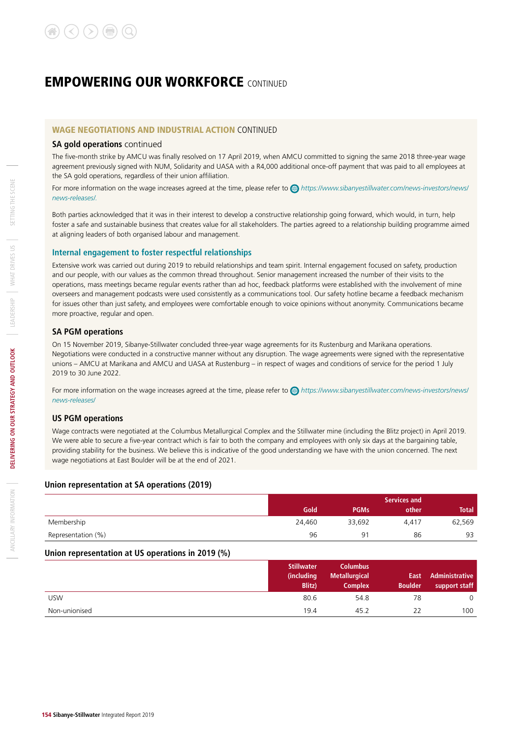# EMPOWERING OUR WORKFORCE CONTINUED

## WAGE NEGOTIATIONS AND INDUSTRIAL ACTION CONTINUED

### SA gold operations continued

The five-month strike by AMCU was finally resolved on 17 April 2019, when AMCU committed to signing the same 2018 three-year wage agreement previously signed with NUM, Solidarity and UASA with a R4,000 additional once-off payment that was paid to all employees at the SA gold operations, regardless of their union affiliation.

For more information on the wage increases agreed at the time, please refer to *https://www.sibanyestillwater.com/news-investors/news/news-releases/.*

Both parties acknowledged that it was in their interest to develop a constructive relationship going forward, which would, in turn, help foster a safe and sustainable business that creates value for all stakeholders. The parties agreed to a relationship building programme aimed at aligning leaders of both organised labour and management.

### Internal engagement to foster respectful relationships

Extensive work was carried out during 2019 to rebuild relationships and team spirit. Internal engagement focused on safety, production and our people, with our values as the common thread throughout. Senior management increased the number of their visits to the operations, mass meetings became regular events rather than ad hoc, feedback platforms were established with the involvement of mine overseers and management podcasts were used consistently as a communications tool. Our safety hotline became a feedback mechanism for issues other than just safety, and employees were comfortable enough to voice opinions without anonymity. Communications became more proactive, regular and open.

### SA PGM operations

On 15 November 2019, Sibanye-Stillwater concluded three-year wage agreements for its Rustenburg and Marikana operations. Negotiations were conducted in a constructive manner without any disruption. The wage agreements were signed with the representative unions – AMCU at Marikana and AMCU and UASA at Rustenburg – in respect of wages and conditions of service for the period 1 July 2019 to 30 June 2022.

For more information on the wage increases agreed at the time, please refer to *https://www.sibanyestillwater.com/news-investors/news/news-releases/*

### US PGM operations

Wage contracts were negotiated at the Columbus Metallurgical Complex and the Stillwater mine (including the Blitz project) in April 2019. We were able to secure a five-year contract which is fair to both the company and employees with only six days at the bargaining table, providing stability for the business. We believe this is indicative of the good understanding we have with the union concerned. The next wage negotiations at East Boulder will be at the end of 2021.

### Union representation at SA operations (2019)

| | Gold | PGMs | Services and other | Total |
|---|---|---|---|---|
| Membership | 24,460 | 33,692 | 4,417 | 62,569 |
| Representation (%) | 96 | 91 | 86 | 93 |

### Union representation at US operations in 2019 (%)

| | Stillwater (including Blitz) | Columbus Metallurgical Complex | East Boulder | Administrative support staff |
|---|---|---|---|---|
| USW | 80.6 | 54.8 | 78 | 0 |
| Non-unionised | 19.4 | 45.2 | 22 | 100 |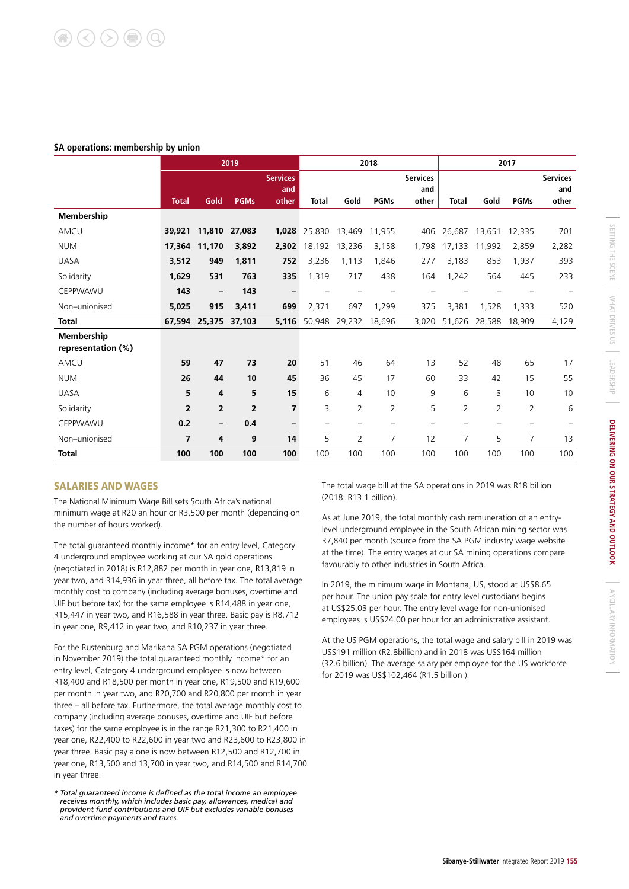**SA operations: membership by union**

| | 2019 | | | | 2018 | | | | 2017 | | | |
|---|---|---|---|---|---|---|---|---|---|---|---|---|
| | **Total** | **Gold** | **PGMs** | **Services and other** | **Total** | **Gold** | **PGMs** | **Services and other** | **Total** | **Gold** | **PGMs** | **Services and other** |
| **Membership** | | | | | | | | | | | | |
| AMCU | **39,921** | **11,810** | **27,083** | **1,028** | 25,830 | 13,469 | 11,955 | 406 | 26,687 | 13,651 | 12,335 | 701 |
| NUM | **17,364** | **11,170** | **3,892** | **2,302** | 18,192 | 13,236 | 3,158 | 1,798 | 17,133 | 11,992 | 2,859 | 2,282 |
| UASA | **3,512** | **949** | **1,811** | **752** | 3,236 | 1,113 | 1,846 | 277 | 3,183 | 853 | 1,937 | 393 |
| Solidarity | **1,629** | **531** | **763** | **335** | 1,319 | 717 | 438 | 164 | 1,242 | 564 | 445 | 233 |
| CEPPWAWU | **143** | **–** | **143** | **–** | – | – | – | – | – | – | – | – |
| Non–unionised | **5,025** | **915** | **3,411** | **699** | 2,371 | 697 | 1,299 | 375 | 3,381 | 1,528 | 1,333 | 520 |
| **Total** | **67,594** | **25,375** | **37,103** | **5,116** | 50,948 | 29,232 | 18,696 | 3,020 | 51,626 | 28,588 | 18,909 | 4,129 |
| **Membership representation (%)** | | | | | | | | | | | | |
| AMCU | **59** | **47** | **73** | **20** | 51 | 46 | 64 | 13 | 52 | 48 | 65 | 17 |
| NUM | **26** | **44** | **10** | **45** | 36 | 45 | 17 | 60 | 33 | 42 | 15 | 55 |
| UASA | **5** | **4** | **5** | **15** | 6 | 4 | 10 | 9 | 6 | 3 | 10 | 10 |
| Solidarity | **2** | **2** | **2** | **7** | 3 | 2 | 2 | 5 | 2 | 2 | 2 | 6 |
| CEPPWAWU | **0.2** | **–** | **0.4** | **–** | – | – | – | – | – | – | – | – |
| Non–unionised | **7** | **4** | **9** | **14** | 5 | 2 | 7 | 12 | 7 | 5 | 7 | 13 |
| **Total** | **100** | **100** | **100** | **100** | 100 | 100 | 100 | 100 | 100 | 100 | 100 | 100 |

## SALARIES AND WAGES

The National Minimum Wage Bill sets South Africa's national minimum wage at R20 an hour or R3,500 per month (depending on the number of hours worked).

The total guaranteed monthly income* for an entry level, Category 4 underground employee working at our SA gold operations (negotiated in 2018) is R12,882 per month in year one, R13,819 in year two, and R14,936 in year three, all before tax. The total average monthly cost to company (including average bonuses, overtime and UIF but before tax) for the same employee is R14,488 in year one, R15,447 in year two, and R16,588 in year three. Basic pay is R8,712 in year one, R9,412 in year two, and R10,237 in year three.

For the Rustenburg and Marikana SA PGM operations (negotiated in November 2019) the total guaranteed monthly income* for an entry level, Category 4 underground employee is now between R18,400 and R18,500 per month in year one, R19,500 and R19,600 per month in year two, and R20,700 and R20,800 per month in year three – all before tax. Furthermore, the total average monthly cost to company (including average bonuses, overtime and UIF but before taxes) for the same employee is in the range R21,300 to R21,400 in year one, R22,400 to R22,600 in year two and R23,600 to R23,800 in year three. Basic pay alone is now between R12,500 and R12,700 in year one, R13,500 and 13,700 in year two, and R14,500 and R14,700 in year three.

*\* Total guaranteed income is defined as the total income an employee receives monthly, which includes basic pay, allowances, medical and provident fund contributions and UIF but excludes variable bonuses and overtime payments and taxes.*

The total wage bill at the SA operations in 2019 was R18 billion (2018: R13.1 billion).

As at June 2019, the total monthly cash remuneration of an entry-level underground employee in the South African mining sector was R7,840 per month (source from the SA PGM industry wage website at the time). The entry wages at our SA mining operations compare favourably to other industries in South Africa.

In 2019, the minimum wage in Montana, US, stood at US$8.65 per hour. The union pay scale for entry level custodians begins at US$25.03 per hour. The entry level wage for non-unionised employees is US$24.00 per hour for an administrative assistant.

At the US PGM operations, the total wage and salary bill in 2019 was US$191 million (R2.8billion) and in 2018 was US$164 million (R2.6 billion). The average salary per employee for the US workforce for 2019 was US$102,464 (R1.5 billion ).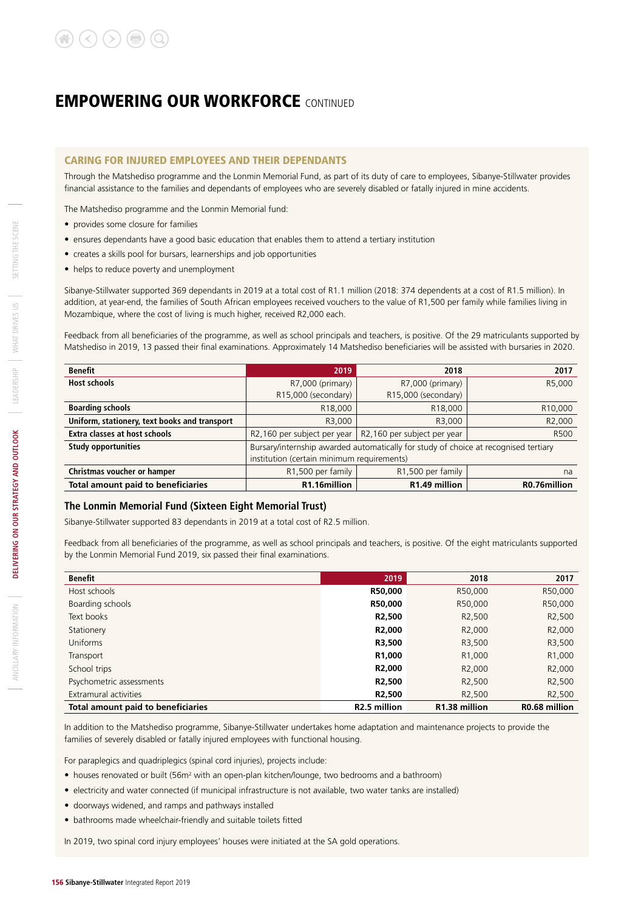# EMPOWERING OUR WORKFORCE CONTINUED

## CARING FOR INJURED EMPLOYEES AND THEIR DEPENDANTS

Through the Matshediso programme and the Lonmin Memorial Fund, as part of its duty of care to employees, Sibanye-Stillwater provides financial assistance to the families and dependants of employees who are severely disabled or fatally injured in mine accidents.

The Matshediso programme and the Lonmin Memorial fund:

- provides some closure for families
- ensures dependants have a good basic education that enables them to attend a tertiary institution
- creates a skills pool for bursars, learnerships and job opportunities
- helps to reduce poverty and unemployment

Sibanye-Stillwater supported 369 dependants in 2019 at a total cost of R1.1 million (2018: 374 dependents at a cost of R1.5 million). In addition, at year-end, the families of South African employees received vouchers to the value of R1,500 per family while families living in Mozambique, where the cost of living is much higher, received R2,000 each.

Feedback from all beneficiaries of the programme, as well as school principals and teachers, is positive. Of the 29 matriculants supported by Matshediso in 2019, 13 passed their final examinations. Approximately 14 Matshediso beneficiaries will be assisted with bursaries in 2020.

| Benefit | 2019 | 2018 | 2017 |
|---|---|---|---|
| **Host schools** | R7,000 (primary) R15,000 (secondary) | R7,000 (primary) R15,000 (secondary) | R5,000 |
| **Boarding schools** | R18,000 | R18,000 | R10,000 |
| **Uniform, stationery, text books and transport** | R3,000 | R3,000 | R2,000 |
| **Extra classes at host schools** | R2,160 per subject per year | R2,160 per subject per year | R500 |
| **Study opportunities** | Bursary/internship awarded automatically for study of choice at recognised tertiary institution (certain minimum requirements) | | |
| **Christmas voucher or hamper** | R1,500 per family | R1,500 per family | na |
| **Total amount paid to beneficiaries** | **R1.16million** | **R1.49 million** | **R0.76million** |

### The Lonmin Memorial Fund (Sixteen Eight Memorial Trust)

Sibanye-Stillwater supported 83 dependants in 2019 at a total cost of R2.5 million.

Feedback from all beneficiaries of the programme, as well as school principals and teachers, is positive. Of the eight matriculants supported by the Lonmin Memorial Fund 2019, six passed their final examinations.

| Benefit | 2019 | 2018 | 2017 |
|---|---|---|---|
| Host schools | **R50,000** | R50,000 | R50,000 |
| Boarding schools | **R50,000** | R50,000 | R50,000 |
| Text books | **R2,500** | R2,500 | R2,500 |
| Stationery | **R2,000** | R2,000 | R2,000 |
| Uniforms | **R3,500** | R3,500 | R3,500 |
| Transport | **R1,000** | R1,000 | R1,000 |
| School trips | **R2,000** | R2,000 | R2,000 |
| Psychometric assessments | **R2,500** | R2,500 | R2,500 |
| Extramural activities | **R2,500** | R2,500 | R2,500 |
| **Total amount paid to beneficiaries** | **R2.5 million** | **R1.38 million** | **R0.68 million** |

In addition to the Matshediso programme, Sibanye-Stillwater undertakes home adaptation and maintenance projects to provide the families of severely disabled or fatally injured employees with functional housing.

For paraplegics and quadriplegics (spinal cord injuries), projects include:

- houses renovated or built (56m² with an open-plan kitchen/lounge, two bedrooms and a bathroom)
- electricity and water connected (if municipal infrastructure is not available, two water tanks are installed)
- doorways widened, and ramps and pathways installed
- bathrooms made wheelchair-friendly and suitable toilets fitted

In 2019, two spinal cord injury employees' houses were initiated at the SA gold operations.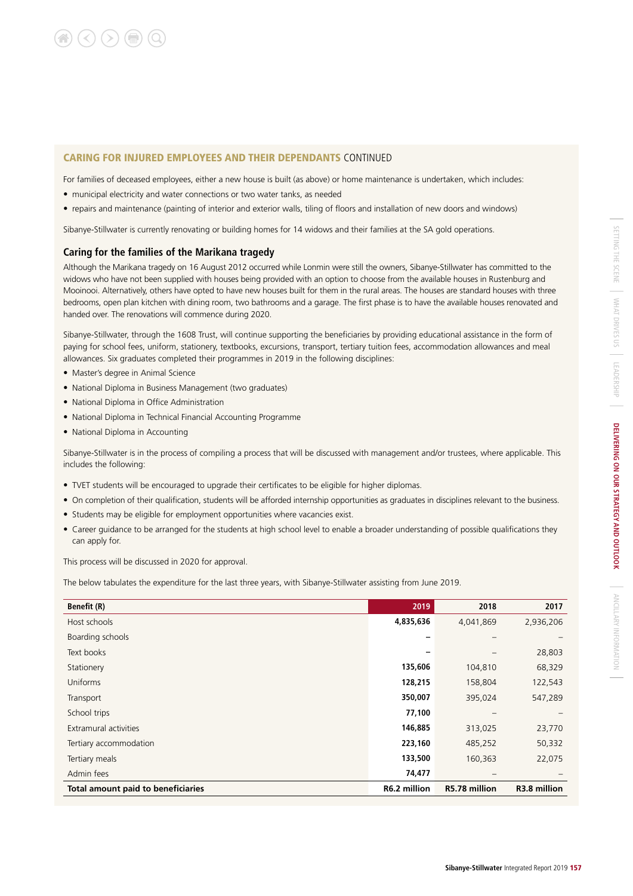## CARING FOR INJURED EMPLOYEES AND THEIR DEPENDANTS CONTINUED

For families of deceased employees, either a new house is built (as above) or home maintenance is undertaken, which includes:

- municipal electricity and water connections or two water tanks, as needed
- repairs and maintenance (painting of interior and exterior walls, tiling of floors and installation of new doors and windows)

Sibanye-Stillwater is currently renovating or building homes for 14 widows and their families at the SA gold operations.

### Caring for the families of the Marikana tragedy

Although the Marikana tragedy on 16 August 2012 occurred while Lonmin were still the owners, Sibanye-Stillwater has committed to the widows who have not been supplied with houses being provided with an option to choose from the available houses in Rustenburg and Mooinooi. Alternatively, others have opted to have new houses built for them in the rural areas. The houses are standard houses with three bedrooms, open plan kitchen with dining room, two bathrooms and a garage. The first phase is to have the available houses renovated and handed over. The renovations will commence during 2020.

Sibanye-Stillwater, through the 1608 Trust, will continue supporting the beneficiaries by providing educational assistance in the form of paying for school fees, uniform, stationery, textbooks, excursions, transport, tertiary tuition fees, accommodation allowances and meal allowances. Six graduates completed their programmes in 2019 in the following disciplines:

- Master's degree in Animal Science
- National Diploma in Business Management (two graduates)
- National Diploma in Office Administration
- National Diploma in Technical Financial Accounting Programme
- National Diploma in Accounting

Sibanye-Stillwater is in the process of compiling a process that will be discussed with management and/or trustees, where applicable. This includes the following:

- TVET students will be encouraged to upgrade their certificates to be eligible for higher diplomas.
- On completion of their qualification, students will be afforded internship opportunities as graduates in disciplines relevant to the business.
- Students may be eligible for employment opportunities where vacancies exist.
- Career guidance to be arranged for the students at high school level to enable a broader understanding of possible qualifications they can apply for.

This process will be discussed in 2020 for approval.

The below tabulates the expenditure for the last three years, with Sibanye-Stillwater assisting from June 2019.

| Benefit (R) | 2019 | 2018 | 2017 |
|---|---|---|---|
| Host schools | **4,835,636** | 4,041,869 | 2,936,206 |
| Boarding schools | **–** | – | – |
| Text books | **–** | – | 28,803 |
| Stationery | **135,606** | 104,810 | 68,329 |
| Uniforms | **128,215** | 158,804 | 122,543 |
| Transport | **350,007** | 395,024 | 547,289 |
| School trips | **77,100** | – | – |
| Extramural activities | **146,885** | 313,025 | 23,770 |
| Tertiary accommodation | **223,160** | 485,252 | 50,332 |
| Tertiary meals | **133,500** | 160,363 | 22,075 |
| Admin fees | **74,477** | – | – |
| **Total amount paid to beneficiaries** | **R6.2 million** | **R5.78 million** | **R3.8 million** |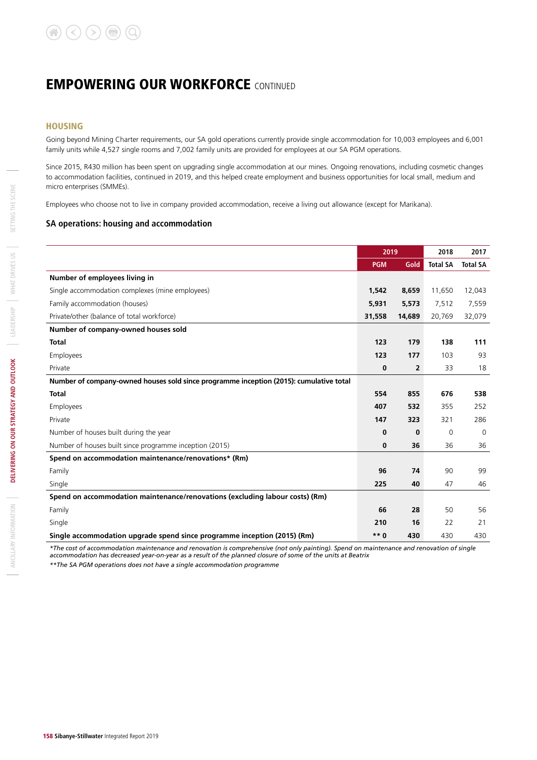# EMPOWERING OUR WORKFORCE CONTINUED

## HOUSING

Going beyond Mining Charter requirements, our SA gold operations currently provide single accommodation for 10,003 employees and 6,001 family units while 4,527 single rooms and 7,002 family units are provided for employees at our SA PGM operations.

Since 2015, R430 million has been spent on upgrading single accommodation at our mines. Ongoing renovations, including cosmetic changes to accommodation facilities, continued in 2019, and this helped create employment and business opportunities for local small, medium and micro enterprises (SMMEs).

Employees who choose not to live in company provided accommodation, receive a living out allowance (except for Marikana).

### SA operations: housing and accommodation

| | 2019 | | 2018 | 2017 |
|---|---|---|---|---|
| | **PGM** | **Gold** | **Total SA** | **Total SA** |
| **Number of employees living in** | | | | |
| Single accommodation complexes (mine employees) | **1,542** | **8,659** | 11,650 | 12,043 |
| Family accommodation (houses) | **5,931** | **5,573** | 7,512 | 7,559 |
| Private/other (balance of total workforce) | **31,558** | **14,689** | 20,769 | 32,079 |
| **Number of company-owned houses sold** | | | | |
| **Total** | **123** | **179** | **138** | **111** |
| Employees | **123** | **177** | 103 | 93 |
| Private | **0** | **2** | 33 | 18 |
| **Number of company-owned houses sold since programme inception (2015): cumulative total** | | | | |
| **Total** | **554** | **855** | **676** | **538** |
| Employees | **407** | **532** | 355 | 252 |
| Private | **147** | **323** | 321 | 286 |
| Number of houses built during the year | **0** | **0** | 0 | 0 |
| Number of houses built since programme inception (2015) | **0** | **36** | 36 | 36 |
| **Spend on accommodation maintenance/renovations* (Rm)** | | | | |
| Family | **96** | **74** | 90 | 99 |
| Single | **225** | **40** | 47 | 46 |
| **Spend on accommodation maintenance/renovations (excluding labour costs) (Rm)** | | | | |
| Family | **66** | **28** | 50 | 56 |
| Single | **210** | **16** | 22 | 21 |
| **Single accommodation upgrade spend since programme inception (2015) (Rm)** | **\*\* 0** | **430** | 430 | 430 |

*The cost of accommodation maintenance and renovation is comprehensive (not only painting). Spend on maintenance and renovation of single accommodation has decreased year-on-year as a result of the planned closure of some of the units at Beatrix*

*\*\*The SA PGM operations does not have a single accommodation programme*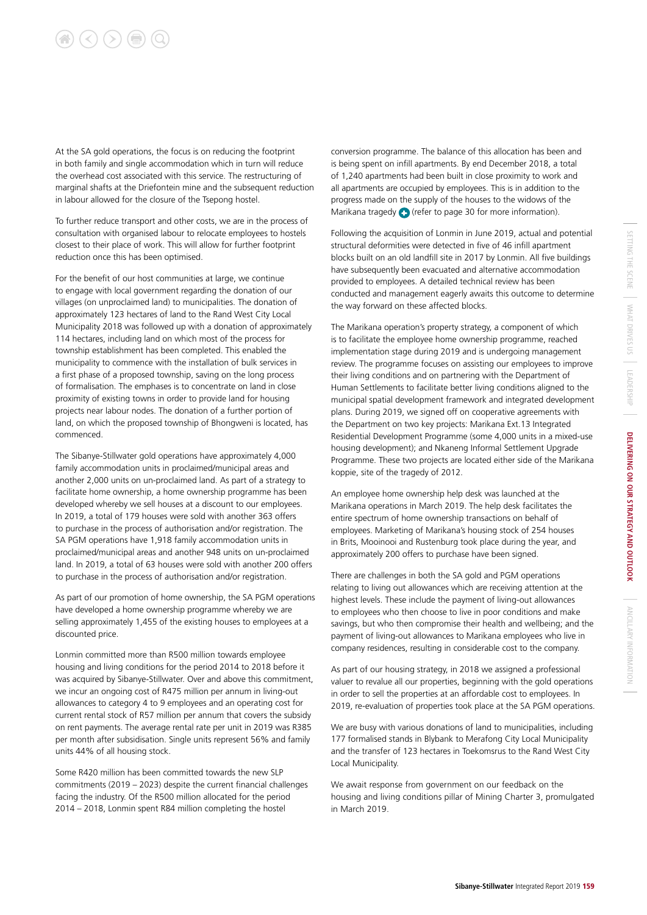At the SA gold operations, the focus is on reducing the footprint in both family and single accommodation which in turn will reduce the overhead cost associated with this service. The restructuring of marginal shafts at the Driefontein mine and the subsequent reduction in labour allowed for the closure of the Tsepong hostel.

To further reduce transport and other costs, we are in the process of consultation with organised labour to relocate employees to hostels closest to their place of work. This will allow for further footprint reduction once this has been optimised.

For the benefit of our host communities at large, we continue to engage with local government regarding the donation of our villages (on unproclaimed land) to municipalities. The donation of approximately 123 hectares of land to the Rand West City Local Municipality 2018 was followed up with a donation of approximately 114 hectares, including land on which most of the process for township establishment has been completed. This enabled the municipality to commence with the installation of bulk services in a first phase of a proposed township, saving on the long process of formalisation. The emphases is to concentrate on land in close proximity of existing towns in order to provide land for housing projects near labour nodes. The donation of a further portion of land, on which the proposed township of Bhongweni is located, has commenced.

The Sibanye-Stillwater gold operations have approximately 4,000 family accommodation units in proclaimed/municipal areas and another 2,000 units on un-proclaimed land. As part of a strategy to facilitate home ownership, a home ownership programme has been developed whereby we sell houses at a discount to our employees. In 2019, a total of 179 houses were sold with another 363 offers to purchase in the process of authorisation and/or registration. The SA PGM operations have 1,918 family accommodation units in proclaimed/municipal areas and another 948 units on un-proclaimed land. In 2019, a total of 63 houses were sold with another 200 offers to purchase in the process of authorisation and/or registration.

As part of our promotion of home ownership, the SA PGM operations have developed a home ownership programme whereby we are selling approximately 1,455 of the existing houses to employees at a discounted price.

Lonmin committed more than R500 million towards employee housing and living conditions for the period 2014 to 2018 before it was acquired by Sibanye-Stillwater. Over and above this commitment, we incur an ongoing cost of R475 million per annum in living-out allowances to category 4 to 9 employees and an operating cost for current rental stock of R57 million per annum that covers the subsidy on rent payments. The average rental rate per unit in 2019 was R385 per month after subsidisation. Single units represent 56% and family units 44% of all housing stock.

Some R420 million has been committed towards the new SLP commitments (2019 – 2023) despite the current financial challenges facing the industry. Of the R500 million allocated for the period 2014 – 2018, Lonmin spent R84 million completing the hostel conversion programme. The balance of this allocation has been and is being spent on infill apartments. By end December 2018, a total of 1,240 apartments had been built in close proximity to work and all apartments are occupied by employees. This is in addition to the progress made on the supply of the houses to the widows of the Marikana tragedy (refer to page 30 for more information).

Following the acquisition of Lonmin in June 2019, actual and potential structural deformities were detected in five of 46 infill apartment blocks built on an old landfill site in 2017 by Lonmin. All five buildings have subsequently been evacuated and alternative accommodation provided to employees. A detailed technical review has been conducted and management eagerly awaits this outcome to determine the way forward on these affected blocks.

The Marikana operation's property strategy, a component of which is to facilitate the employee home ownership programme, reached implementation stage during 2019 and is undergoing management review. The programme focuses on assisting our employees to improve their living conditions and on partnering with the Department of Human Settlements to facilitate better living conditions aligned to the municipal spatial development framework and integrated development plans. During 2019, we signed off on cooperative agreements with the Department on two key projects: Marikana Ext.13 Integrated Residential Development Programme (some 4,000 units in a mixed-use housing development); and Nkaneng Informal Settlement Upgrade Programme. These two projects are located either side of the Marikana koppie, site of the tragedy of 2012.

An employee home ownership help desk was launched at the Marikana operations in March 2019. The help desk facilitates the entire spectrum of home ownership transactions on behalf of employees. Marketing of Marikana's housing stock of 254 houses in Brits, Mooinooi and Rustenburg took place during the year, and approximately 200 offers to purchase have been signed.

There are challenges in both the SA gold and PGM operations relating to living out allowances which are receiving attention at the highest levels. These include the payment of living-out allowances to employees who then choose to live in poor conditions and make savings, but who then compromise their health and wellbeing; and the payment of living-out allowances to Marikana employees who live in company residences, resulting in considerable cost to the company.

As part of our housing strategy, in 2018 we assigned a professional valuer to revalue all our properties, beginning with the gold operations in order to sell the properties at an affordable cost to employees. In 2019, re-evaluation of properties took place at the SA PGM operations.

We are busy with various donations of land to municipalities, including 177 formalised stands in Blybank to Merafong City Local Municipality and the transfer of 123 hectares in Toekomsrus to the Rand West City Local Municipality.

We await response from government on our feedback on the housing and living conditions pillar of Mining Charter 3, promulgated in March 2019.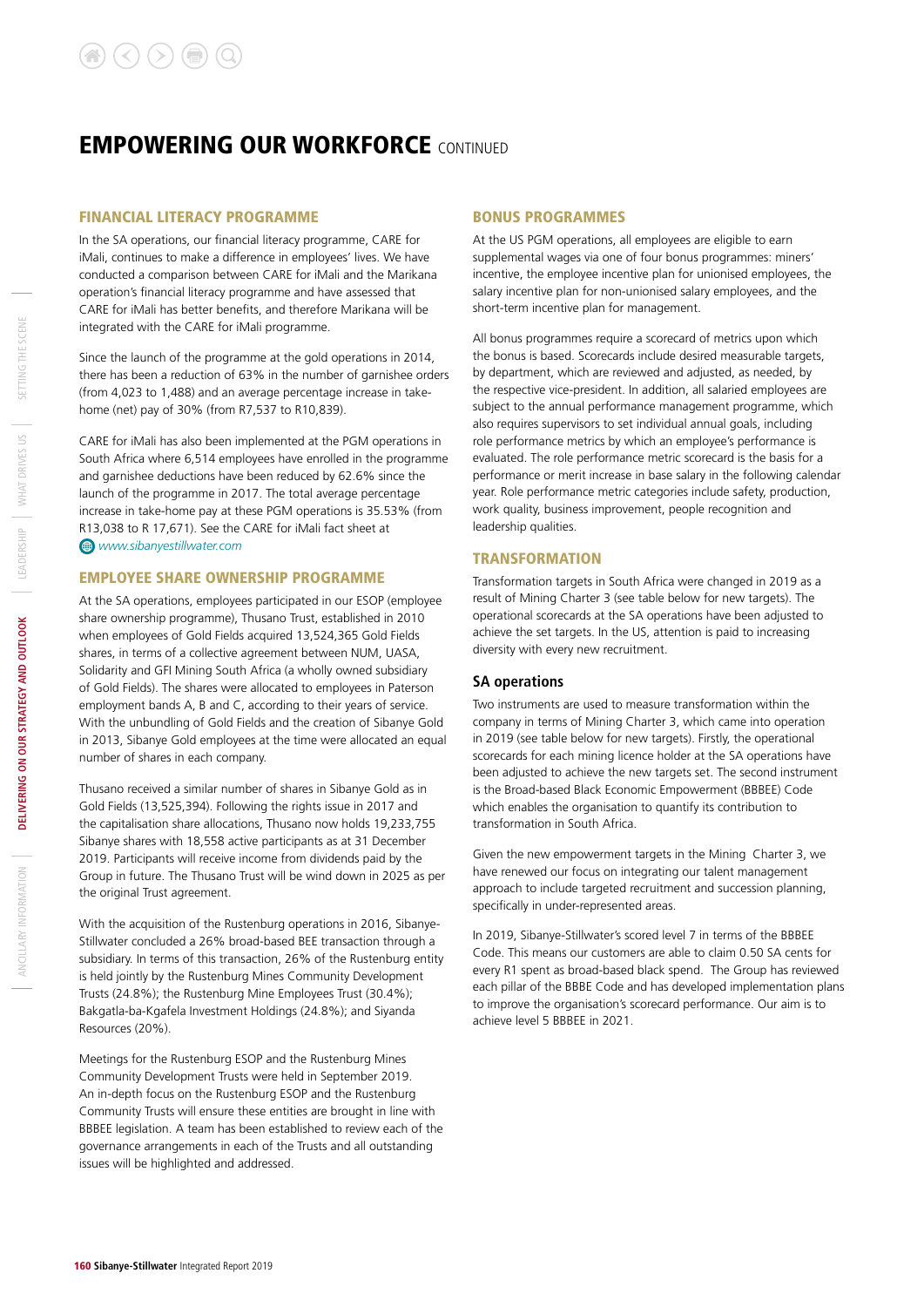# EMPOWERING OUR WORKFORCE CONTINUED

## FINANCIAL LITERACY PROGRAMME

In the SA operations, our financial literacy programme, CARE for iMali, continues to make a difference in employees' lives. We have conducted a comparison between CARE for iMali and the Marikana operation's financial literacy programme and have assessed that CARE for iMali has better benefits, and therefore Marikana will be integrated with the CARE for iMali programme.

Since the launch of the programme at the gold operations in 2014, there has been a reduction of 63% in the number of garnishee orders (from 4,023 to 1,488) and an average percentage increase in take-home (net) pay of 30% (from R7,537 to R10,839).

CARE for iMali has also been implemented at the PGM operations in South Africa where 6,514 employees have enrolled in the programme and garnishee deductions have been reduced by 62.6% since the launch of the programme in 2017. The total average percentage increase in take-home pay at these PGM operations is 35.53% (from R13,038 to R 17,671). See the CARE for iMali fact sheet at *www.sibanyestillwater.com*

## EMPLOYEE SHARE OWNERSHIP PROGRAMME

At the SA operations, employees participated in our ESOP (employee share ownership programme), Thusano Trust, established in 2010 when employees of Gold Fields acquired 13,524,365 Gold Fields shares, in terms of a collective agreement between NUM, UASA, Solidarity and GFI Mining South Africa (a wholly owned subsidiary of Gold Fields). The shares were allocated to employees in Paterson employment bands A, B and C, according to their years of service. With the unbundling of Gold Fields and the creation of Sibanye Gold in 2013, Sibanye Gold employees at the time were allocated an equal number of shares in each company.

Thusano received a similar number of shares in Sibanye Gold as in Gold Fields (13,525,394). Following the rights issue in 2017 and the capitalisation share allocations, Thusano now holds 19,233,755 Sibanye shares with 18,558 active participants as at 31 December 2019. Participants will receive income from dividends paid by the Group in future. The Thusano Trust will be wind down in 2025 as per the original Trust agreement.

With the acquisition of the Rustenburg operations in 2016, Sibanye-Stillwater concluded a 26% broad-based BEE transaction through a subsidiary. In terms of this transaction, 26% of the Rustenburg entity is held jointly by the Rustenburg Mines Community Development Trusts (24.8%); the Rustenburg Mine Employees Trust (30.4%); Bakgatla-ba-Kgafela Investment Holdings (24.8%); and Siyanda Resources (20%).

Meetings for the Rustenburg ESOP and the Rustenburg Mines Community Development Trusts were held in September 2019. An in-depth focus on the Rustenburg ESOP and the Rustenburg Community Trusts will ensure these entities are brought in line with BBBEE legislation. A team has been established to review each of the governance arrangements in each of the Trusts and all outstanding issues will be highlighted and addressed.

## BONUS PROGRAMMES

At the US PGM operations, all employees are eligible to earn supplemental wages via one of four bonus programmes: miners' incentive, the employee incentive plan for unionised employees, the salary incentive plan for non-unionised salary employees, and the short-term incentive plan for management.

All bonus programmes require a scorecard of metrics upon which the bonus is based. Scorecards include desired measurable targets, by department, which are reviewed and adjusted, as needed, by the respective vice-president. In addition, all salaried employees are subject to the annual performance management programme, which also requires supervisors to set individual annual goals, including role performance metrics by which an employee's performance is evaluated. The role performance metric scorecard is the basis for a performance or merit increase in base salary in the following calendar year. Role performance metric categories include safety, production, work quality, business improvement, people recognition and leadership qualities.

## TRANSFORMATION

Transformation targets in South Africa were changed in 2019 as a result of Mining Charter 3 (see table below for new targets). The operational scorecards at the SA operations have been adjusted to achieve the set targets. In the US, attention is paid to increasing diversity with every new recruitment.

### SA operations

Two instruments are used to measure transformation within the company in terms of Mining Charter 3, which came into operation in 2019 (see table below for new targets). Firstly, the operational scorecards for each mining licence holder at the SA operations have been adjusted to achieve the new targets set. The second instrument is the Broad-based Black Economic Empowerment (BBBEE) Code which enables the organisation to quantify its contribution to transformation in South Africa.

Given the new empowerment targets in the Mining Charter 3, we have renewed our focus on integrating our talent management approach to include targeted recruitment and succession planning, specifically in under-represented areas.

In 2019, Sibanye-Stillwater's scored level 7 in terms of the BBBEE Code. This means our customers are able to claim 0.50 SA cents for every R1 spent as broad-based black spend. The Group has reviewed each pillar of the BBBEE Code and has developed implementation plans to improve the organisation's scorecard performance. Our aim is to achieve level 5 BBBEE in 2021.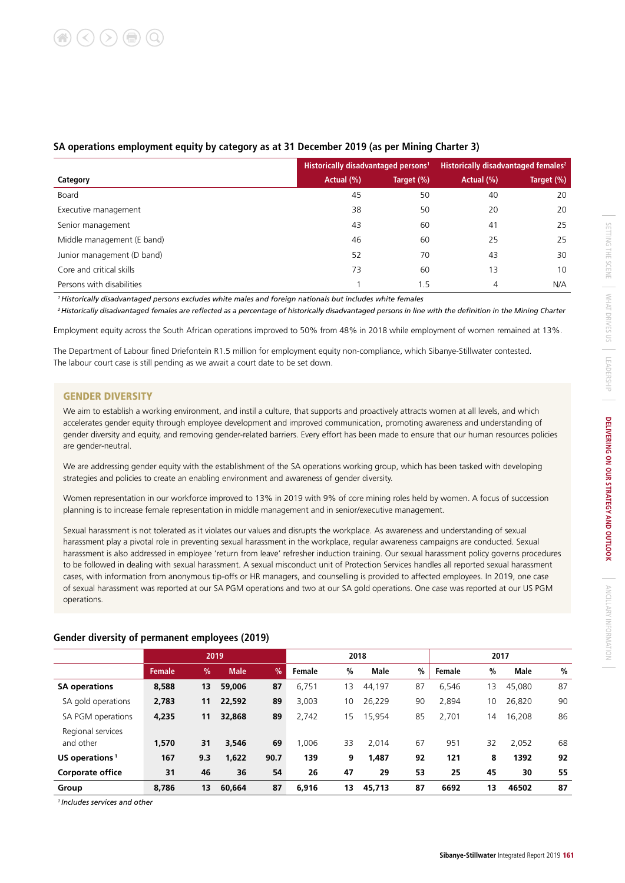## SA operations employment equity by category as at 31 December 2019 (as per Mining Charter 3)

| Category | Historically disadvantaged persons[1] | | Historically disadvantaged females[2] | |
|---|---|---|---|---|
| | Actual (%) | Target (%) | Actual (%) | Target (%) |
| Board | 45 | 50 | 40 | 20 |
| Executive management | 38 | 50 | 20 | 20 |
| Senior management | 43 | 60 | 41 | 25 |
| Middle management (E band) | 46 | 60 | 25 | 25 |
| Junior management (D band) | 52 | 70 | 43 | 30 |
| Core and critical skills | 73 | 60 | 13 | 10 |
| Persons with disabilities | 1 | 1.5 | 4 | N/A |

[1] *Historically disadvantaged persons excludes white males and foreign nationals but includes white females*

[2] *Historically disadvantaged females are reflected as a percentage of historically disadvantaged persons in line with the definition in the Mining Charter*

Employment equity across the South African operations improved to 50% from 48% in 2018 while employment of women remained at 13%.

The Department of Labour fined Driefontein R1.5 million for employment equity non-compliance, which Sibanye-Stillwater contested. The labour court case is still pending as we await a court date to be set down.

### GENDER DIVERSITY

We aim to establish a working environment, and instil a culture, that supports and proactively attracts women at all levels, and which accelerates gender equity through employee development and improved communication, promoting awareness and understanding of gender diversity and equity, and removing gender-related barriers. Every effort has been made to ensure that our human resources policies are gender-neutral.

We are addressing gender equity with the establishment of the SA operations working group, which has been tasked with developing strategies and policies to create an enabling environment and awareness of gender diversity.

Women representation in our workforce improved to 13% in 2019 with 9% of core mining roles held by women. A focus of succession planning is to increase female representation in middle management and in senior/executive management.

Sexual harassment is not tolerated as it violates our values and disrupts the workplace. As awareness and understanding of sexual harassment play a pivotal role in preventing sexual harassment in the workplace, regular awareness campaigns are conducted. Sexual harassment is also addressed in employee 'return from leave' refresher induction training. Our sexual harassment policy governs procedures to be followed in dealing with sexual harassment. A sexual misconduct unit of Protection Services handles all reported sexual harassment cases, with information from anonymous tip-offs or HR managers, and counselling is provided to affected employees. In 2019, one case of sexual harassment was reported at our SA PGM operations and two at our SA gold operations. One case was reported at our US PGM operations.

## Gender diversity of permanent employees (2019)

| | 2019 | | | | 2018 | | | | 2017 | | | |
|---|---|---|---|---|---|---|---|---|---|---|---|---|
| | Female | % | Male | % | Female | % | Male | % | Female | % | Male | % |
| **SA operations** | **8,588** | **13** | **59,006** | **87** | 6,751 | 13 | 44,197 | 87 | 6,546 | 13 | 45,080 | 87 |
| SA gold operations | **2,783** | **11** | **22,592** | **89** | 3,003 | 10 | 26,229 | 90 | 2,894 | 10 | 26,820 | 90 |
| SA PGM operations | **4,235** | **11** | **32,868** | **89** | 2,742 | 15 | 15,954 | 85 | 2,701 | 14 | 16,208 | 86 |
| Regional services and other | **1,570** | **31** | **3,546** | **69** | 1,006 | 33 | 2,014 | 67 | 951 | 32 | 2,052 | 68 |
| **US operations**[1] | **167** | **9.3** | **1,622** | **90.7** | **139** | **9** | **1,487** | **92** | **121** | **8** | **1392** | **92** |
| **Corporate office** | **31** | **46** | **36** | **54** | **26** | **47** | **29** | **53** | **25** | **45** | **30** | **55** |
| **Group** | **8,786** | **13** | **60,664** | **87** | **6,916** | **13** | **45,713** | **87** | **6692** | **13** | **46502** | **87** |

[1] *Includes services and other*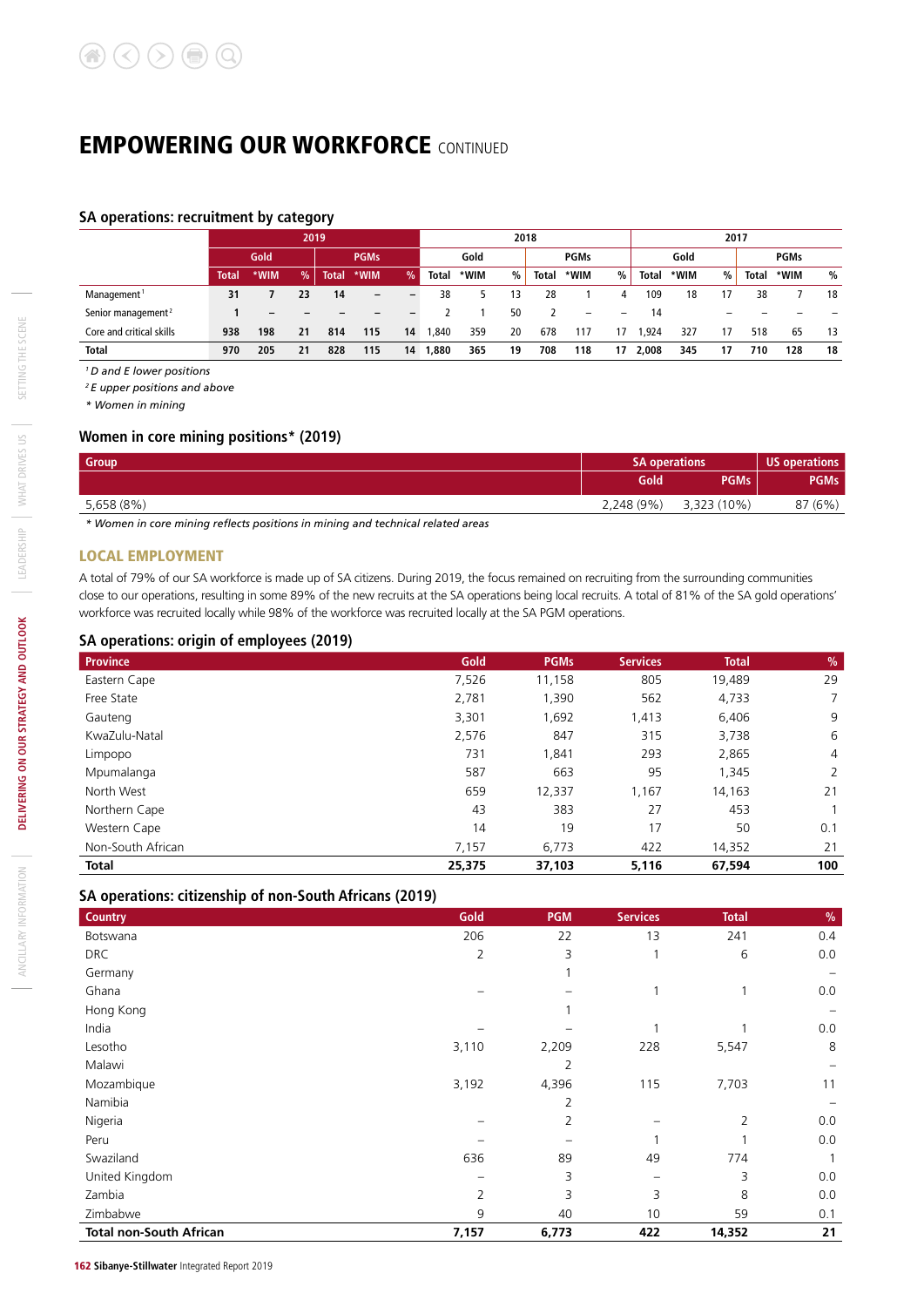# EMPOWERING OUR WORKFORCE CONTINUED

## SA operations: recruitment by category

| | 2019 | | | | | | 2018 | | | | | | 2017 | | | | | |
|---|---|---|---|---|---|---|---|---|---|---|---|---|---|---|---|---|---|---|
| | Gold | | | PGMs | | | Gold | | | PGMs | | | Gold | | | PGMs | | |
| | Total | *WIM | % | Total | *WIM | % | Total | *WIM | % | Total | *WIM | % | Total | *WIM | % | Total | *WIM | % |
| Management[1] | 31 | 7 | 23 | 14 | – | – | 38 | 5 | 13 | 28 | 1 | 4 | 109 | 18 | 17 | 38 | 7 | 18 |
| Senior management[2] | 1 | – | – | – | – | – | 2 | 1 | 50 | 2 | – | – | 14 | | – | – | – | – |
| Core and critical skills | 938 | 198 | 21 | 814 | 115 | 14 | 1,840 | 359 | 20 | 678 | 117 | 17 | 1,924 | 327 | 17 | 518 | 65 | 13 |
| **Total** | **970** | **205** | **21** | **828** | **115** | **14** | **1,880** | **365** | **19** | **708** | **118** | **17** | **2,008** | **345** | **17** | **710** | **128** | **18** |

*[1] D and E lower positions*

*[2] E upper positions and above*

*\* Women in mining*

## Women in core mining positions* (2019)

| Group | SA operations | | US operations |
|---|---|---|---|
| | Gold | PGMs | PGMs |
| 5,658 (8%) | 2,248 (9%) | 3,323 (10%) | 87 (6%) |

*\* Women in core mining reflects positions in mining and technical related areas*

### LOCAL EMPLOYMENT

A total of 79% of our SA workforce is made up of SA citizens. During 2019, the focus remained on recruiting from the surrounding communities close to our operations, resulting in some 89% of the new recruits at the SA operations being local recruits. A total of 81% of the SA gold operations' workforce was recruited locally while 98% of the workforce was recruited locally at the SA PGM operations.

## SA operations: origin of employees (2019)

| Province | Gold | PGMs | Services | Total | % |
|---|---|---|---|---|---|
| Eastern Cape | 7,526 | 11,158 | 805 | 19,489 | 29 |
| Free State | 2,781 | 1,390 | 562 | 4,733 | 7 |
| Gauteng | 3,301 | 1,692 | 1,413 | 6,406 | 9 |
| KwaZulu-Natal | 2,576 | 847 | 315 | 3,738 | 6 |
| Limpopo | 731 | 1,841 | 293 | 2,865 | 4 |
| Mpumalanga | 587 | 663 | 95 | 1,345 | 2 |
| North West | 659 | 12,337 | 1,167 | 14,163 | 21 |
| Northern Cape | 43 | 383 | 27 | 453 | 1 |
| Western Cape | 14 | 19 | 17 | 50 | 0.1 |
| Non-South African | 7,157 | 6,773 | 422 | 14,352 | 21 |
| **Total** | **25,375** | **37,103** | **5,116** | **67,594** | **100** |

## SA operations: citizenship of non-South Africans (2019)

| Country | Gold | PGM | Services | Total | % |
|---|---|---|---|---|---|
| Botswana | 206 | 22 | 13 | 241 | 0.4 |
| DRC | 2 | 3 | 1 | 6 | 0.0 |
| Germany | | 1 | | | – |
| Ghana | – | – | 1 | 1 | 0.0 |
| Hong Kong | | 1 | | | – |
| India | – | – | 1 | 1 | 0.0 |
| Lesotho | 3,110 | 2,209 | 228 | 5,547 | 8 |
| Malawi | | 2 | | | – |
| Mozambique | 3,192 | 4,396 | 115 | 7,703 | 11 |
| Namibia | | 2 | | | – |
| Nigeria | – | 2 | – | 2 | 0.0 |
| Peru | – | – | 1 | 1 | 0.0 |
| Swaziland | 636 | 89 | 49 | 774 | 1 |
| United Kingdom | – | 3 | – | 3 | 0.0 |
| Zambia | 2 | 3 | 3 | 8 | 0.0 |
| Zimbabwe | 9 | 40 | 10 | 59 | 0.1 |
| **Total non-South African** | **7,157** | **6,773** | **422** | **14,352** | **21** |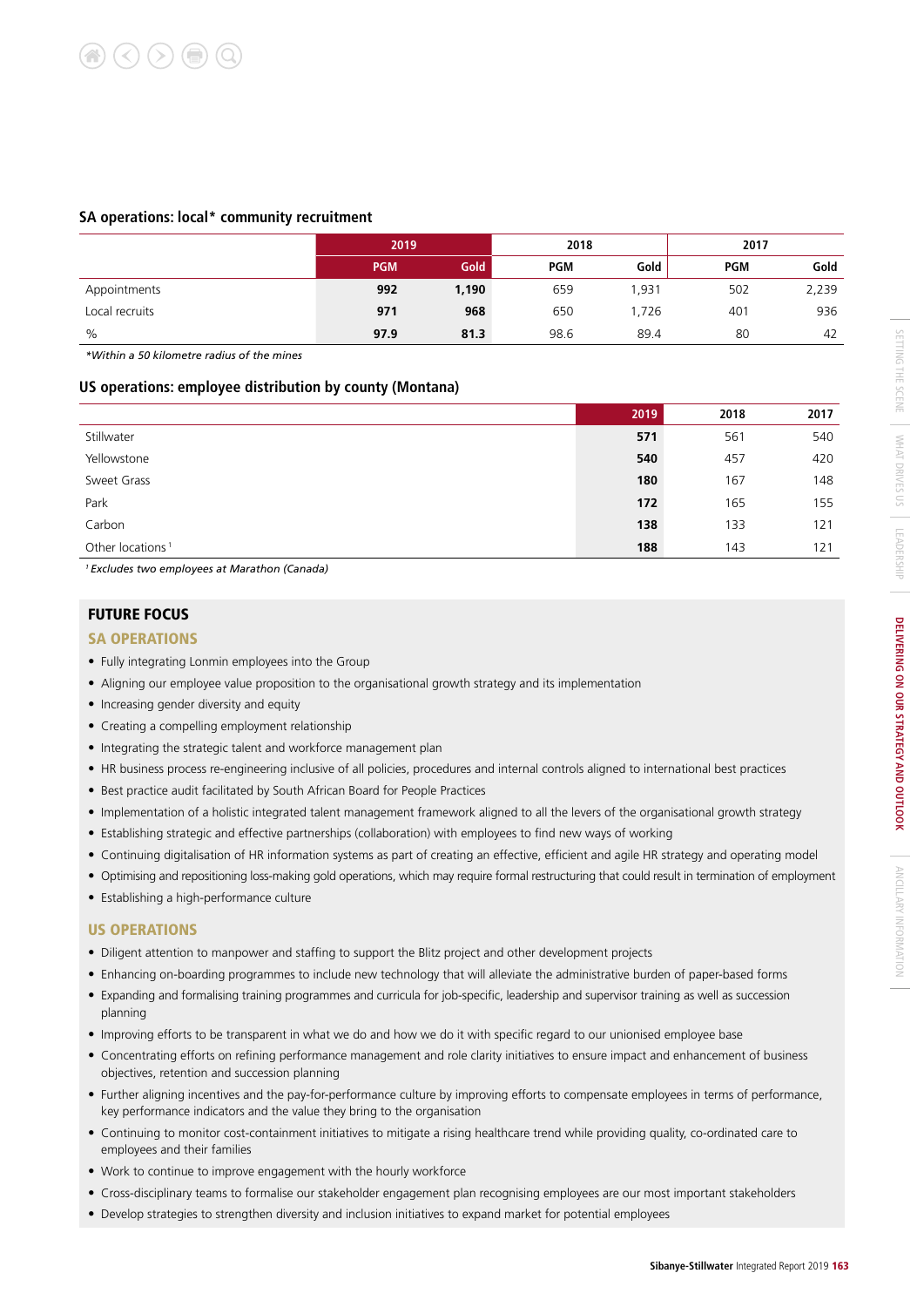### SA operations: local* community recruitment

| | 2019 | | 2018 | | 2017 | |
|---|---|---|---|---|---|---|
| | PGM | Gold | PGM | Gold | PGM | Gold |
| Appointments | **992** | **1,190** | 659 | 1,931 | 502 | 2,239 |
| Local recruits | **971** | **968** | 650 | 1,726 | 401 | 936 |
| % | **97.9** | **81.3** | 98.6 | 89.4 | 80 | 42 |

*\*Within a 50 kilometre radius of the mines*

### US operations: employee distribution by county (Montana)

| | 2019 | 2018 | 2017 |
|---|---|---|---|
| Stillwater | **571** | 561 | 540 |
| Yellowstone | **540** | 457 | 420 |
| Sweet Grass | **180** | 167 | 148 |
| Park | **172** | 165 | 155 |
| Carbon | **138** | 133 | 121 |
| Other locations[1] | **188** | 143 | 121 |

*[1] Excludes two employees at Marathon (Canada)*

## FUTURE FOCUS

### SA OPERATIONS

- Fully integrating Lonmin employees into the Group
- Aligning our employee value proposition to the organisational growth strategy and its implementation
- Increasing gender diversity and equity
- Creating a compelling employment relationship
- Integrating the strategic talent and workforce management plan
- HR business process re-engineering inclusive of all policies, procedures and internal controls aligned to international best practices
- Best practice audit facilitated by South African Board for People Practices
- Implementation of a holistic integrated talent management framework aligned to all the levers of the organisational growth strategy
- Establishing strategic and effective partnerships (collaboration) with employees to find new ways of working
- Continuing digitalisation of HR information systems as part of creating an effective, efficient and agile HR strategy and operating model
- Optimising and repositioning loss-making gold operations, which may require formal restructuring that could result in termination of employment
- Establishing a high-performance culture

### US OPERATIONS

- Diligent attention to manpower and staffing to support the Blitz project and other development projects
- Enhancing on-boarding programmes to include new technology that will alleviate the administrative burden of paper-based forms
- Expanding and formalising training programmes and curricula for job-specific, leadership and supervisor training as well as succession planning
- Improving efforts to be transparent in what we do and how we do it with specific regard to our unionised employee base
- Concentrating efforts on refining performance management and role clarity initiatives to ensure impact and enhancement of business objectives, retention and succession planning
- Further aligning incentives and the pay-for-performance culture by improving efforts to compensate employees in terms of performance, key performance indicators and the value they bring to the organisation
- Continuing to monitor cost-containment initiatives to mitigate a rising healthcare trend while providing quality, co-ordinated care to employees and their families
- Work to continue to improve engagement with the hourly workforce
- Cross-disciplinary teams to formalise our stakeholder engagement plan recognising employees are our most important stakeholders
- Develop strategies to strengthen diversity and inclusion initiatives to expand market for potential employees